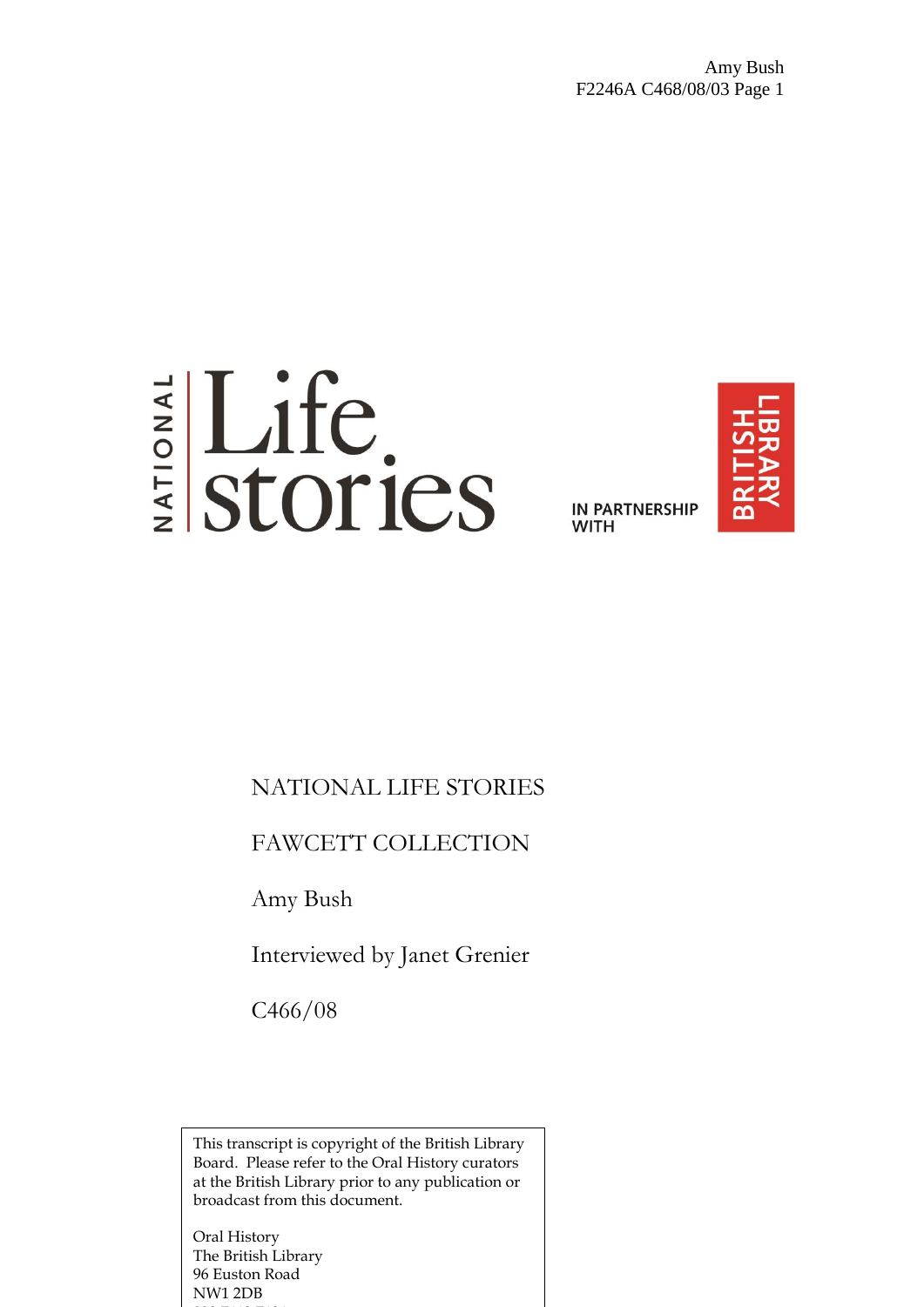NATIONAL Life stories

IN PARTNERSHIP WITH BRITISH LIBRARY

NATIONAL LIFE STORIES

FAWCETT COLLECTION

Amy Bush

Interviewed by Janet Grenier

C466/08

This transcript is copyright of the British Library Board. Please refer to the Oral History curators at the British Library prior to any publication or broadcast from this document.

Oral History
The British Library
96 Euston Road
NW1 2DB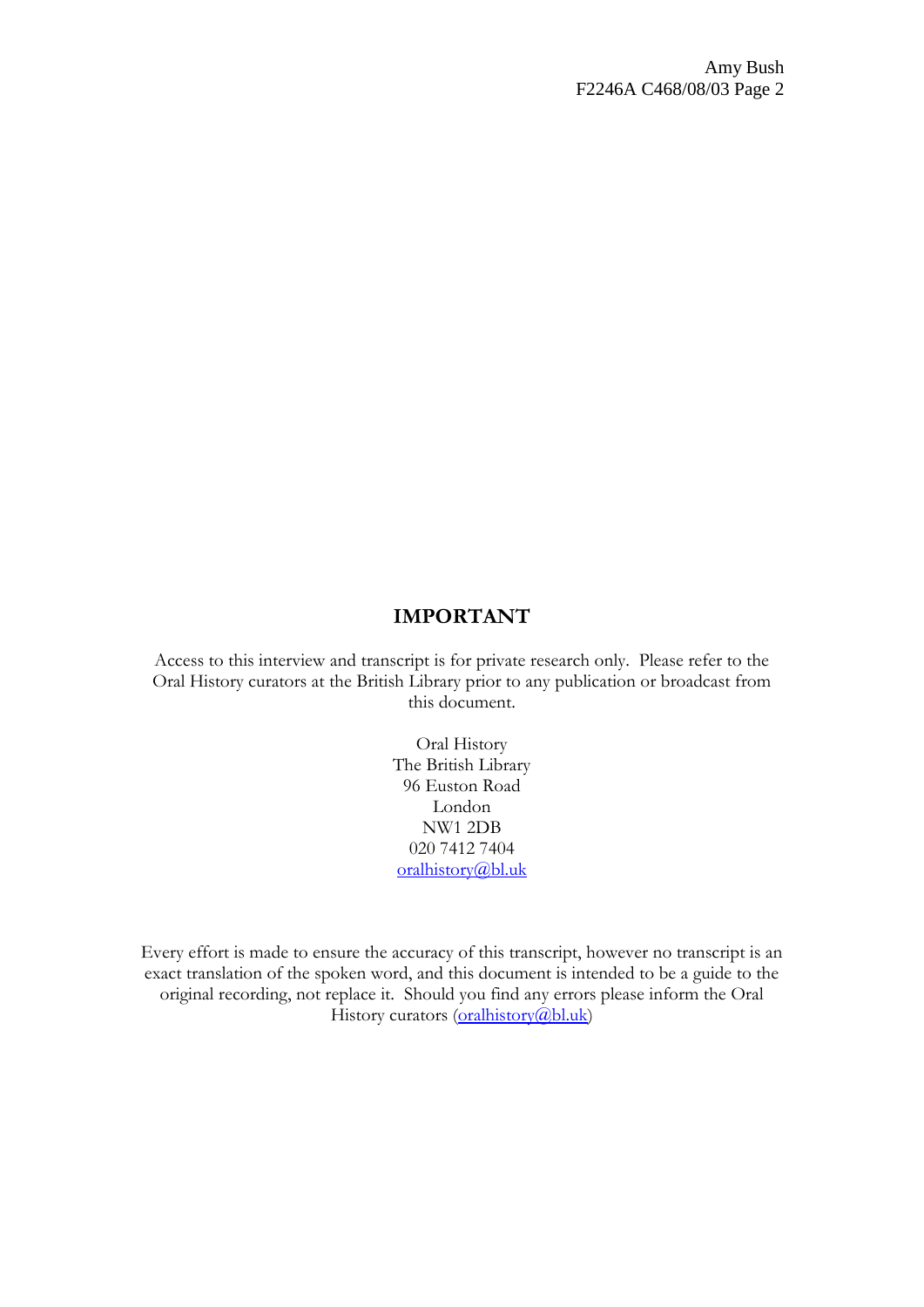# IMPORTANT

Access to this interview and transcript is for private research only. Please refer to the Oral History curators at the British Library prior to any publication or broadcast from this document.

Oral History  
The British Library  
96 Euston Road  
London  
NW1 2DB  
020 7412 7404  
oralhistory@bl.uk

Every effort is made to ensure the accuracy of this transcript, however no transcript is an exact translation of the spoken word, and this document is intended to be a guide to the original recording, not replace it. Should you find any errors please inform the Oral History curators (oralhistory@bl.uk)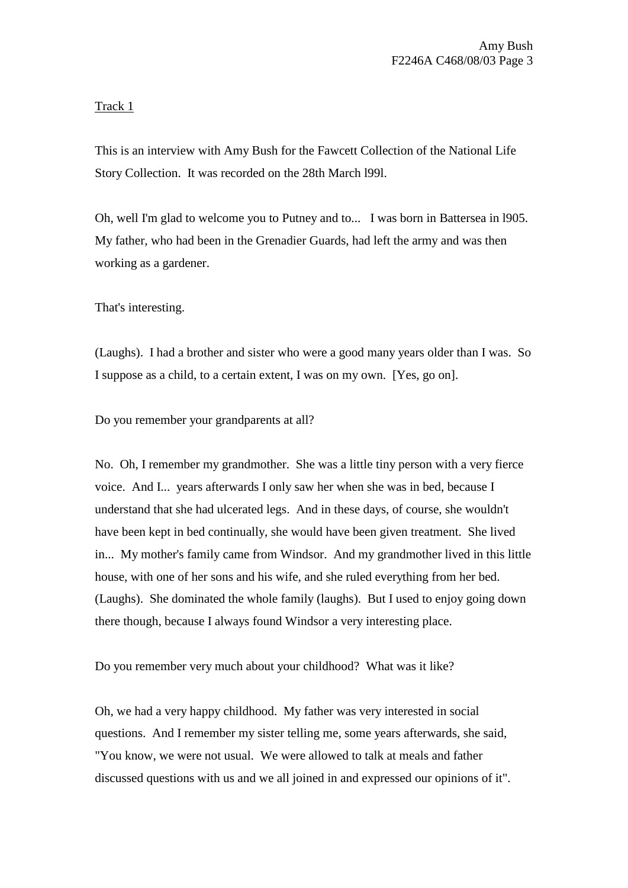Track 1

This is an interview with Amy Bush for the Fawcett Collection of the National Life Story Collection. It was recorded on the 28th March l99l.

Oh, well I'm glad to welcome you to Putney and to... I was born in Battersea in l905. My father, who had been in the Grenadier Guards, had left the army and was then working as a gardener.

That's interesting.

(Laughs). I had a brother and sister who were a good many years older than I was. So I suppose as a child, to a certain extent, I was on my own. [Yes, go on].

Do you remember your grandparents at all?

No. Oh, I remember my grandmother. She was a little tiny person with a very fierce voice. And I... years afterwards I only saw her when she was in bed, because I understand that she had ulcerated legs. And in these days, of course, she wouldn't have been kept in bed continually, she would have been given treatment. She lived in... My mother's family came from Windsor. And my grandmother lived in this little house, with one of her sons and his wife, and she ruled everything from her bed. (Laughs). She dominated the whole family (laughs). But I used to enjoy going down there though, because I always found Windsor a very interesting place.

Do you remember very much about your childhood? What was it like?

Oh, we had a very happy childhood. My father was very interested in social questions. And I remember my sister telling me, some years afterwards, she said, "You know, we were not usual. We were allowed to talk at meals and father discussed questions with us and we all joined in and expressed our opinions of it".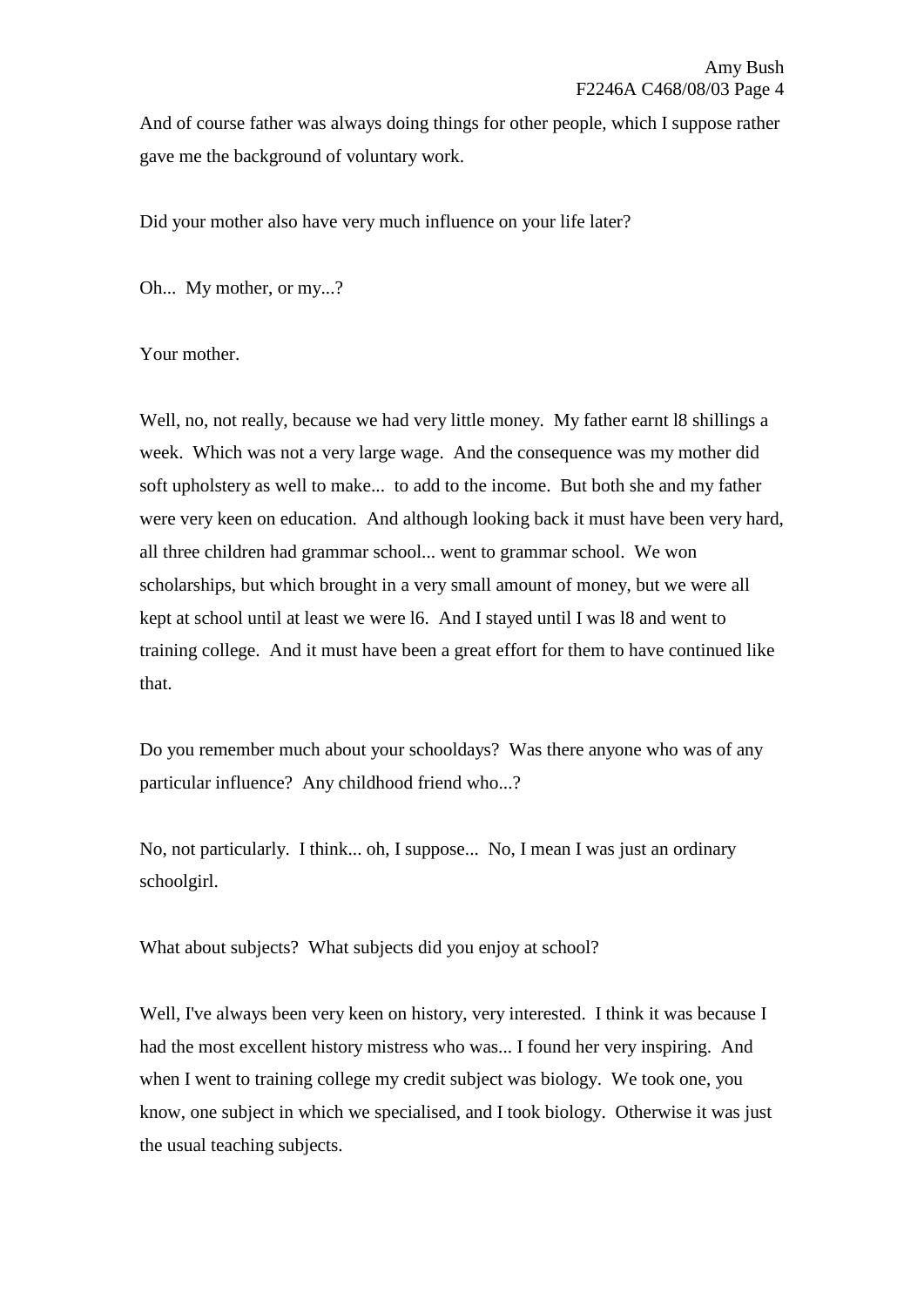And of course father was always doing things for other people, which I suppose rather gave me the background of voluntary work.

Did your mother also have very much influence on your life later?

Oh... My mother, or my...?

Your mother.

Well, no, not really, because we had very little money. My father earnt l8 shillings a week. Which was not a very large wage. And the consequence was my mother did soft upholstery as well to make... to add to the income. But both she and my father were very keen on education. And although looking back it must have been very hard, all three children had grammar school... went to grammar school. We won scholarships, but which brought in a very small amount of money, but we were all kept at school until at least we were l6. And I stayed until I was l8 and went to training college. And it must have been a great effort for them to have continued like that.

Do you remember much about your schooldays? Was there anyone who was of any particular influence? Any childhood friend who...?

No, not particularly. I think... oh, I suppose... No, I mean I was just an ordinary schoolgirl.

What about subjects? What subjects did you enjoy at school?

Well, I've always been very keen on history, very interested. I think it was because I had the most excellent history mistress who was... I found her very inspiring. And when I went to training college my credit subject was biology. We took one, you know, one subject in which we specialised, and I took biology. Otherwise it was just the usual teaching subjects.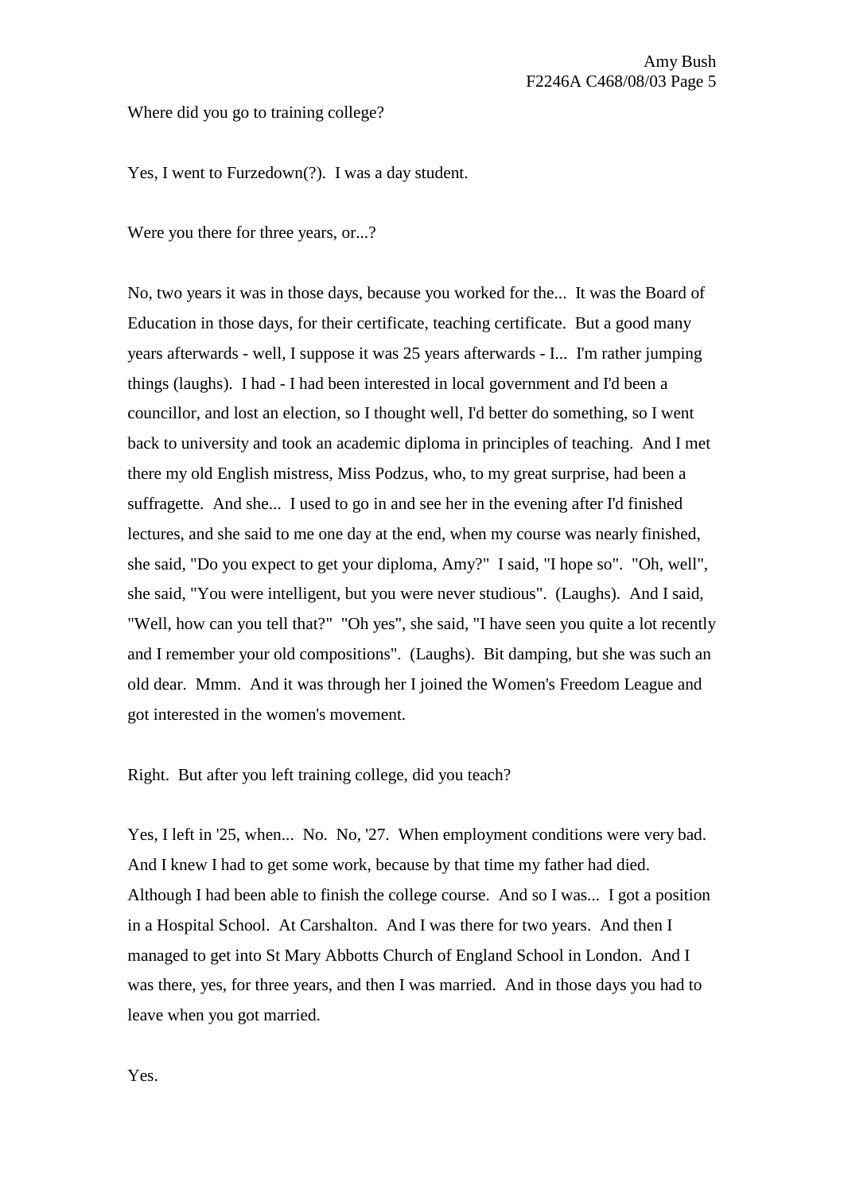Where did you go to training college?

Yes, I went to Furzedown(?).  I was a day student.

Were you there for three years, or...?

No, two years it was in those days, because you worked for the...  It was the Board of Education in those days, for their certificate, teaching certificate.  But a good many years afterwards - well, I suppose it was 25 years afterwards - I...  I'm rather jumping things (laughs).  I had - I had been interested in local government and I'd been a councillor, and lost an election, so I thought well, I'd better do something, so I went back to university and took an academic diploma in principles of teaching.  And I met there my old English mistress, Miss Podzus, who, to my great surprise, had been a suffragette.  And she...  I used to go in and see her in the evening after I'd finished lectures, and she said to me one day at the end, when my course was nearly finished, she said, "Do you expect to get your diploma, Amy?"  I said, "I hope so".  "Oh, well", she said, "You were intelligent, but you were never studious".  (Laughs).  And I said, "Well, how can you tell that?"  "Oh yes", she said, "I have seen you quite a lot recently and I remember your old compositions".  (Laughs).  Bit damping, but she was such an old dear.  Mmm.  And it was through her I joined the Women's Freedom League and got interested in the women's movement.

Right.  But after you left training college, did you teach?

Yes, I left in '25, when...  No.  No, '27.  When employment conditions were very bad.  And I knew I had to get some work, because by that time my father had died.  Although I had been able to finish the college course.  And so I was...  I got a position in a Hospital School.  At Carshalton.  And I was there for two years.  And then I managed to get into St Mary Abbotts Church of England School in London.  And I was there, yes, for three years, and then I was married.  And in those days you had to leave when you got married.

Yes.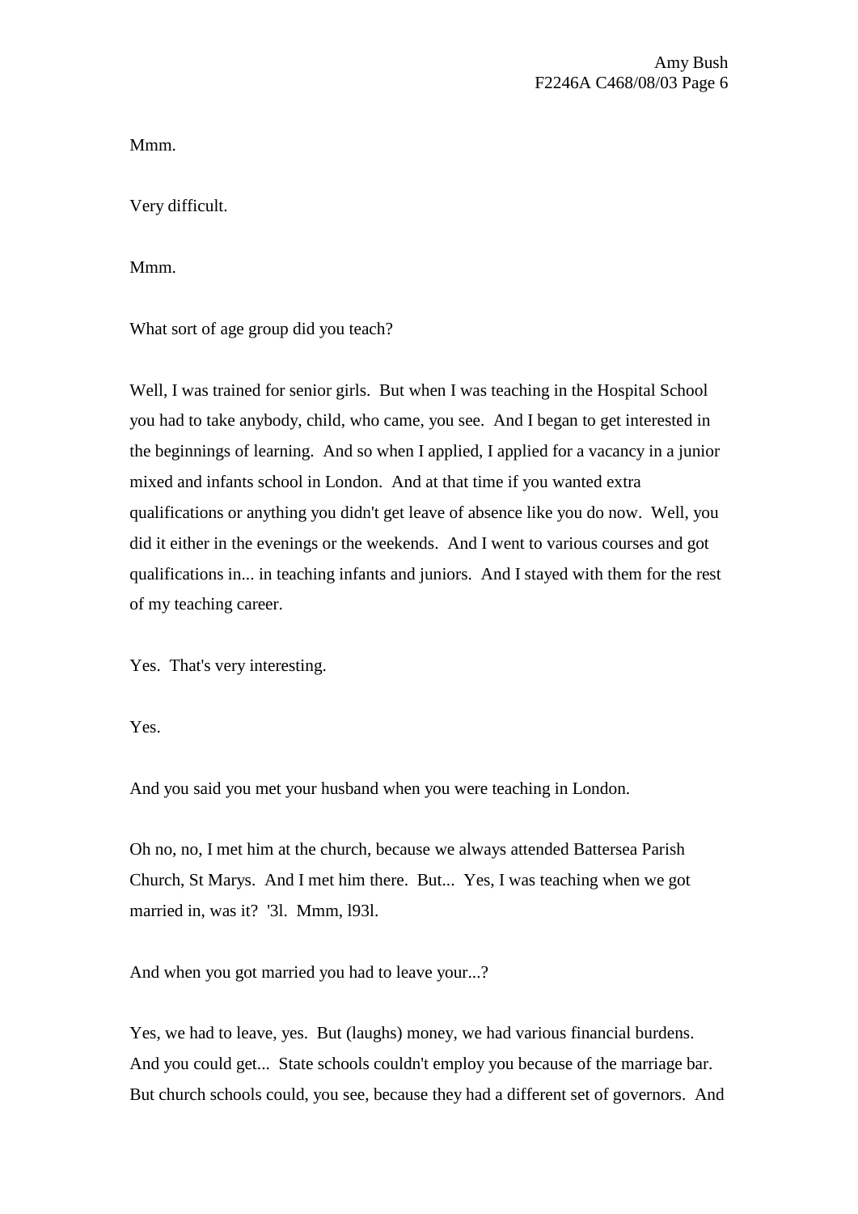Mmm.

Very difficult.

Mmm.

What sort of age group did you teach?

Well, I was trained for senior girls. But when I was teaching in the Hospital School you had to take anybody, child, who came, you see. And I began to get interested in the beginnings of learning. And so when I applied, I applied for a vacancy in a junior mixed and infants school in London. And at that time if you wanted extra qualifications or anything you didn't get leave of absence like you do now. Well, you did it either in the evenings or the weekends. And I went to various courses and got qualifications in... in teaching infants and juniors. And I stayed with them for the rest of my teaching career.

Yes. That's very interesting.

Yes.

And you said you met your husband when you were teaching in London.

Oh no, no, I met him at the church, because we always attended Battersea Parish Church, St Marys. And I met him there. But... Yes, I was teaching when we got married in, was it? '3l. Mmm, l93l.

And when you got married you had to leave your...?

Yes, we had to leave, yes. But (laughs) money, we had various financial burdens. And you could get... State schools couldn't employ you because of the marriage bar. But church schools could, you see, because they had a different set of governors. And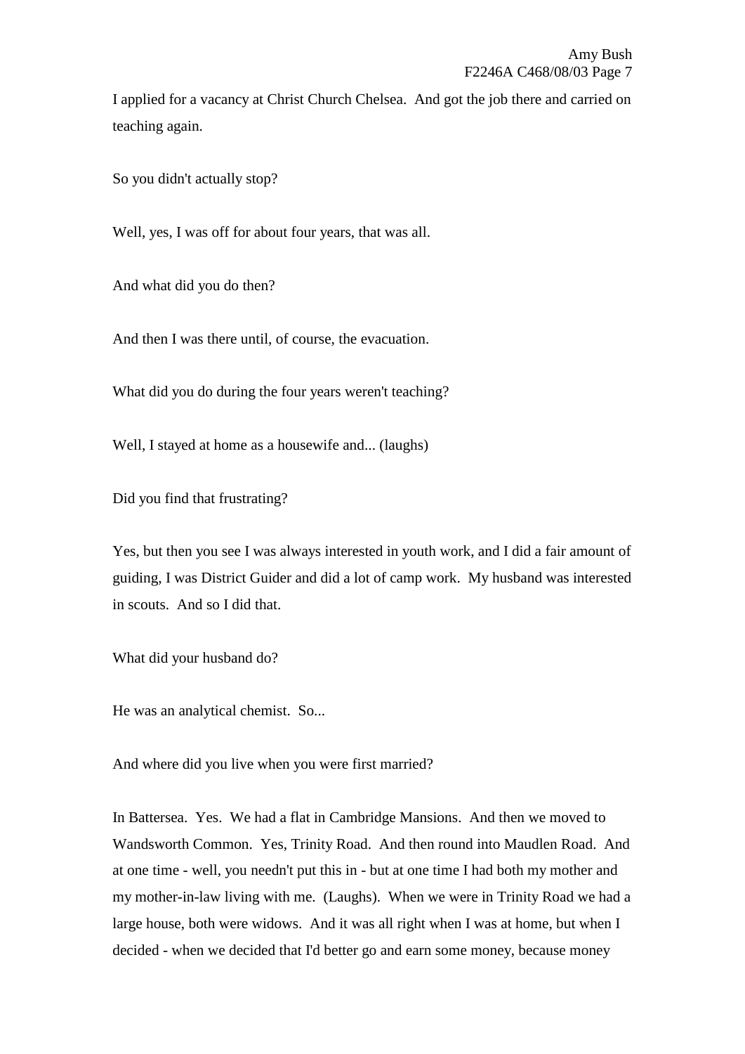I applied for a vacancy at Christ Church Chelsea.  And got the job there and carried on teaching again.

So you didn't actually stop?

Well, yes, I was off for about four years, that was all.

And what did you do then?

And then I was there until, of course, the evacuation.

What did you do during the four years weren't teaching?

Well, I stayed at home as a housewife and... (laughs)

Did you find that frustrating?

Yes, but then you see I was always interested in youth work, and I did a fair amount of guiding, I was District Guider and did a lot of camp work.  My husband was interested in scouts.  And so I did that.

What did your husband do?

He was an analytical chemist.  So...

And where did you live when you were first married?

In Battersea.  Yes.  We had a flat in Cambridge Mansions.  And then we moved to Wandsworth Common.  Yes, Trinity Road.  And then round into Maudlen Road.  And at one time - well, you needn't put this in - but at one time I had both my mother and my mother-in-law living with me.  (Laughs).  When we were in Trinity Road we had a large house, both were widows.  And it was all right when I was at home, but when I decided - when we decided that I'd better go and earn some money, because money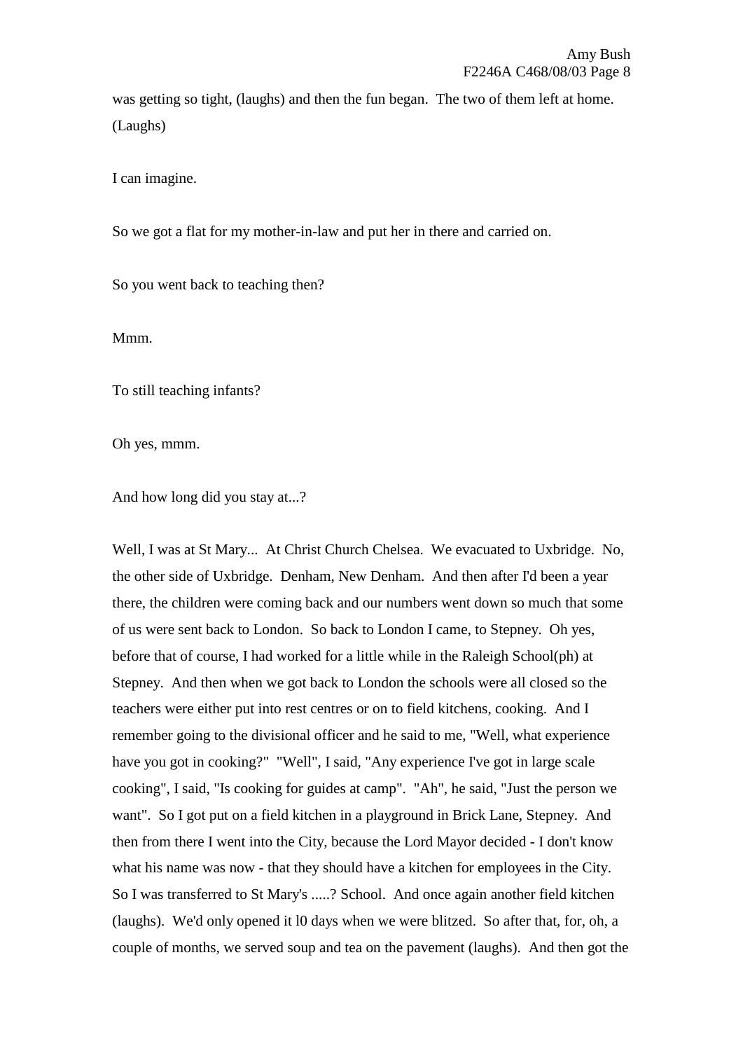was getting so tight, (laughs) and then the fun began. The two of them left at home. (Laughs)

I can imagine.

So we got a flat for my mother-in-law and put her in there and carried on.

So you went back to teaching then?

Mmm.

To still teaching infants?

Oh yes, mmm.

And how long did you stay at...?

Well, I was at St Mary... At Christ Church Chelsea. We evacuated to Uxbridge. No, the other side of Uxbridge. Denham, New Denham. And then after I'd been a year there, the children were coming back and our numbers went down so much that some of us were sent back to London. So back to London I came, to Stepney. Oh yes, before that of course, I had worked for a little while in the Raleigh School(ph) at Stepney. And then when we got back to London the schools were all closed so the teachers were either put into rest centres or on to field kitchens, cooking. And I remember going to the divisional officer and he said to me, "Well, what experience have you got in cooking?" "Well", I said, "Any experience I've got in large scale cooking", I said, "Is cooking for guides at camp". "Ah", he said, "Just the person we want". So I got put on a field kitchen in a playground in Brick Lane, Stepney. And then from there I went into the City, because the Lord Mayor decided - I don't know what his name was now - that they should have a kitchen for employees in the City. So I was transferred to St Mary's .....? School. And once again another field kitchen (laughs). We'd only opened it l0 days when we were blitzed. So after that, for, oh, a couple of months, we served soup and tea on the pavement (laughs). And then got the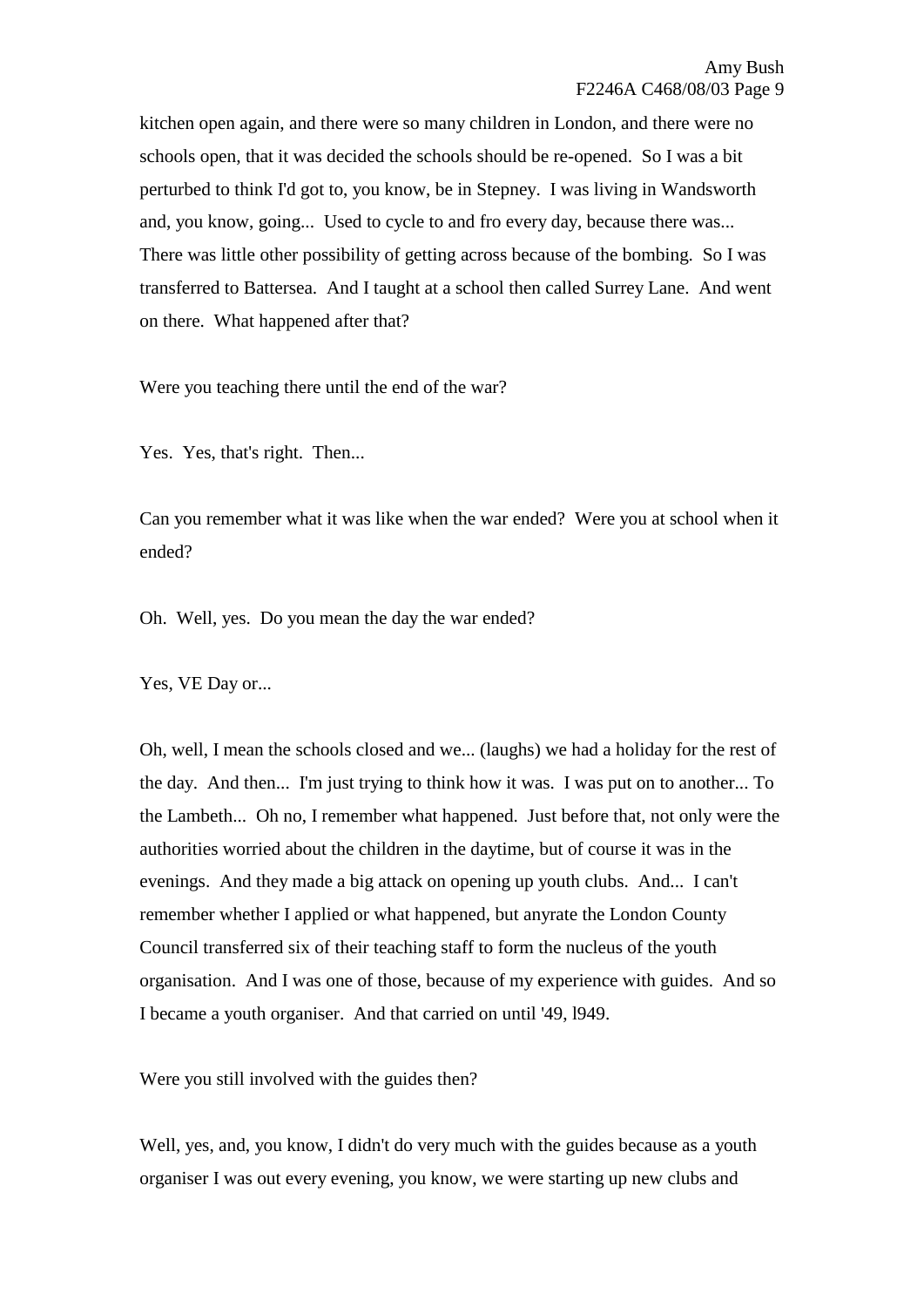kitchen open again, and there were so many children in London, and there were no schools open, that it was decided the schools should be re-opened. So I was a bit perturbed to think I'd got to, you know, be in Stepney. I was living in Wandsworth and, you know, going... Used to cycle to and fro every day, because there was... There was little other possibility of getting across because of the bombing. So I was transferred to Battersea. And I taught at a school then called Surrey Lane. And went on there. What happened after that?

Were you teaching there until the end of the war?

Yes. Yes, that's right. Then...

Can you remember what it was like when the war ended? Were you at school when it ended?

Oh. Well, yes. Do you mean the day the war ended?

Yes, VE Day or...

Oh, well, I mean the schools closed and we... (laughs) we had a holiday for the rest of the day. And then... I'm just trying to think how it was. I was put on to another... To the Lambeth... Oh no, I remember what happened. Just before that, not only were the authorities worried about the children in the daytime, but of course it was in the evenings. And they made a big attack on opening up youth clubs. And... I can't remember whether I applied or what happened, but anyrate the London County Council transferred six of their teaching staff to form the nucleus of the youth organisation. And I was one of those, because of my experience with guides. And so I became a youth organiser. And that carried on until '49, l949.

Were you still involved with the guides then?

Well, yes, and, you know, I didn't do very much with the guides because as a youth organiser I was out every evening, you know, we were starting up new clubs and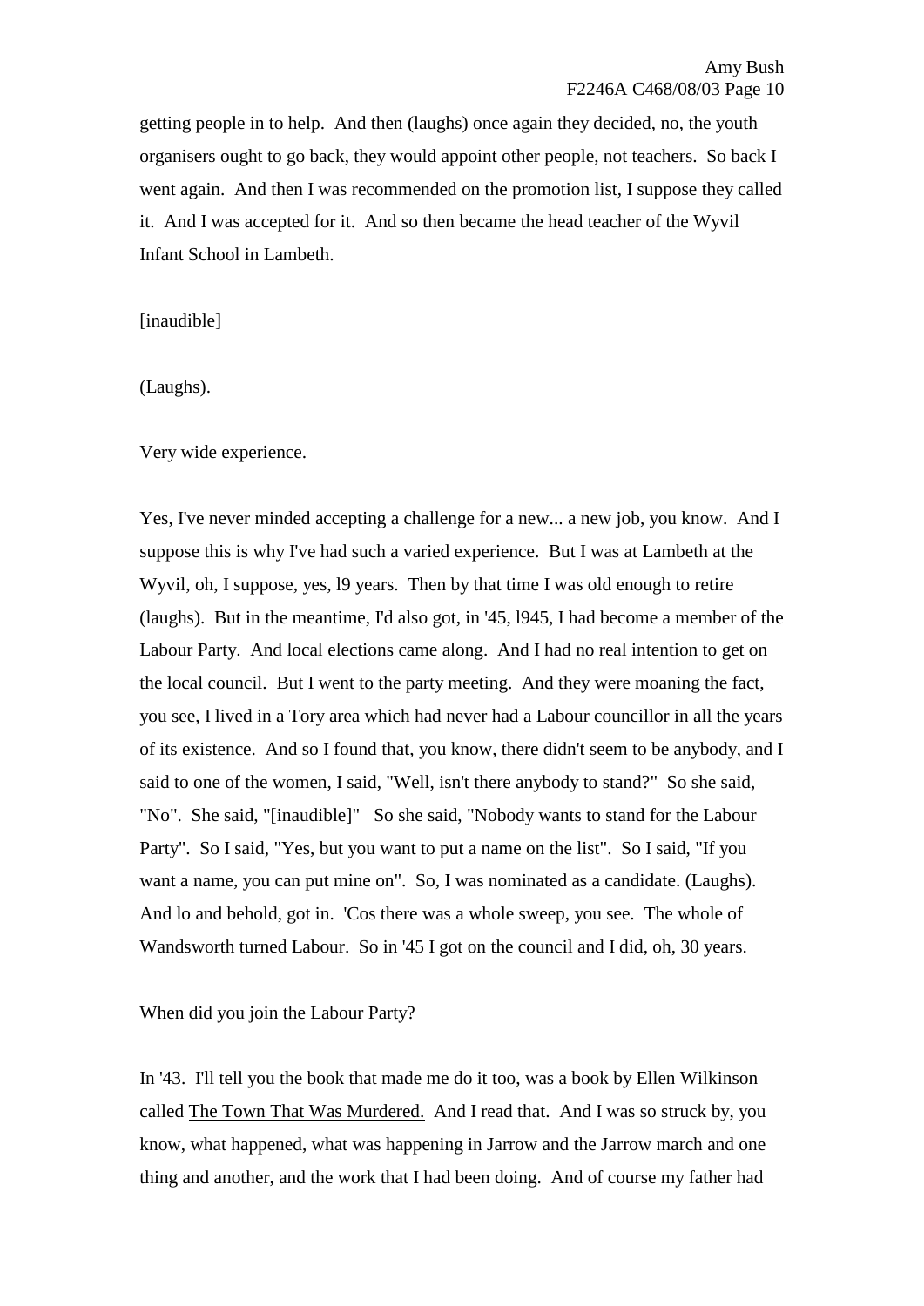getting people in to help. And then (laughs) once again they decided, no, the youth organisers ought to go back, they would appoint other people, not teachers. So back I went again. And then I was recommended on the promotion list, I suppose they called it. And I was accepted for it. And so then became the head teacher of the Wyvil Infant School in Lambeth.

[inaudible]

(Laughs).

Very wide experience.

Yes, I've never minded accepting a challenge for a new... a new job, you know. And I suppose this is why I've had such a varied experience. But I was at Lambeth at the Wyvil, oh, I suppose, yes, l9 years. Then by that time I was old enough to retire (laughs). But in the meantime, I'd also got, in '45, l945, I had become a member of the Labour Party. And local elections came along. And I had no real intention to get on the local council. But I went to the party meeting. And they were moaning the fact, you see, I lived in a Tory area which had never had a Labour councillor in all the years of its existence. And so I found that, you know, there didn't seem to be anybody, and I said to one of the women, I said, "Well, isn't there anybody to stand?" So she said, "No". She said, "[inaudible]" So she said, "Nobody wants to stand for the Labour Party". So I said, "Yes, but you want to put a name on the list". So I said, "If you want a name, you can put mine on". So, I was nominated as a candidate. (Laughs). And lo and behold, got in. 'Cos there was a whole sweep, you see. The whole of Wandsworth turned Labour. So in '45 I got on the council and I did, oh, 30 years.

When did you join the Labour Party?

In '43. I'll tell you the book that made me do it too, was a book by Ellen Wilkinson called <u>The Town That Was Murdered.</u> And I read that. And I was so struck by, you know, what happened, what was happening in Jarrow and the Jarrow march and one thing and another, and the work that I had been doing. And of course my father had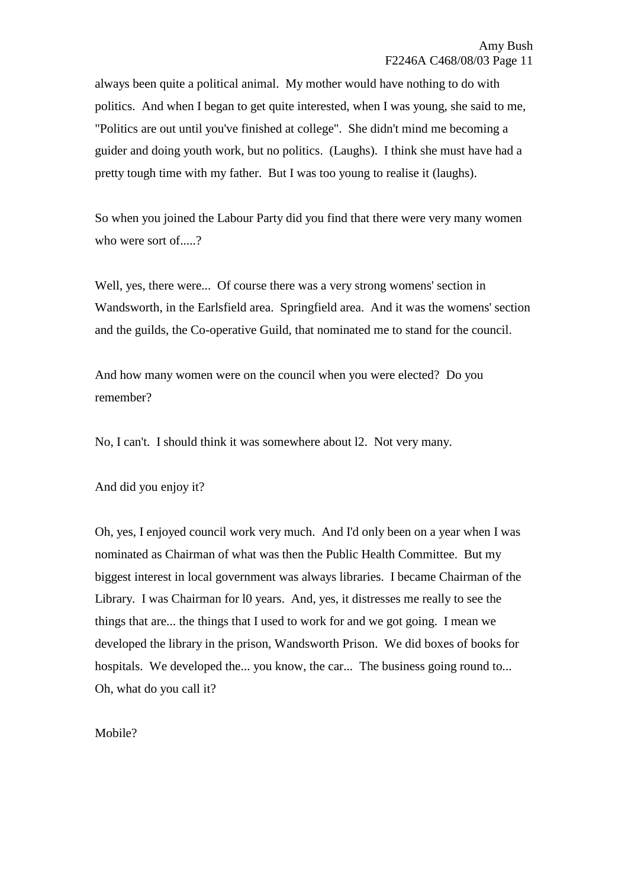always been quite a political animal. My mother would have nothing to do with politics. And when I began to get quite interested, when I was young, she said to me, "Politics are out until you've finished at college". She didn't mind me becoming a guider and doing youth work, but no politics. (Laughs). I think she must have had a pretty tough time with my father. But I was too young to realise it (laughs).

So when you joined the Labour Party did you find that there were very many women who were sort of.....?

Well, yes, there were... Of course there was a very strong womens' section in Wandsworth, in the Earlsfield area. Springfield area. And it was the womens' section and the guilds, the Co-operative Guild, that nominated me to stand for the council.

And how many women were on the council when you were elected? Do you remember?

No, I can't. I should think it was somewhere about l2. Not very many.

And did you enjoy it?

Oh, yes, I enjoyed council work very much. And I'd only been on a year when I was nominated as Chairman of what was then the Public Health Committee. But my biggest interest in local government was always libraries. I became Chairman of the Library. I was Chairman for l0 years. And, yes, it distresses me really to see the things that are... the things that I used to work for and we got going. I mean we developed the library in the prison, Wandsworth Prison. We did boxes of books for hospitals. We developed the... you know, the car... The business going round to... Oh, what do you call it?

Mobile?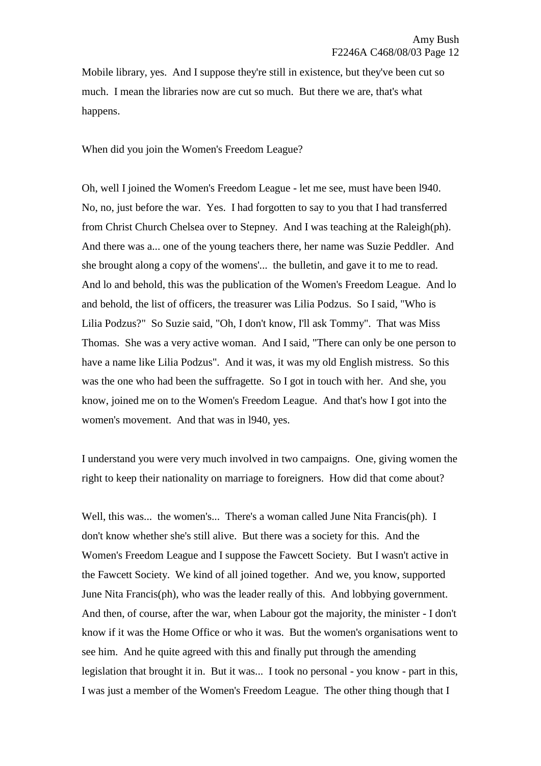Mobile library, yes. And I suppose they're still in existence, but they've been cut so much. I mean the libraries now are cut so much. But there we are, that's what happens.

When did you join the Women's Freedom League?

Oh, well I joined the Women's Freedom League - let me see, must have been l940. No, no, just before the war. Yes. I had forgotten to say to you that I had transferred from Christ Church Chelsea over to Stepney. And I was teaching at the Raleigh(ph). And there was a... one of the young teachers there, her name was Suzie Peddler. And she brought along a copy of the womens'... the bulletin, and gave it to me to read. And lo and behold, this was the publication of the Women's Freedom League. And lo and behold, the list of officers, the treasurer was Lilia Podzus. So I said, "Who is Lilia Podzus?" So Suzie said, "Oh, I don't know, I'll ask Tommy". That was Miss Thomas. She was a very active woman. And I said, "There can only be one person to have a name like Lilia Podzus". And it was, it was my old English mistress. So this was the one who had been the suffragette. So I got in touch with her. And she, you know, joined me on to the Women's Freedom League. And that's how I got into the women's movement. And that was in l940, yes.

I understand you were very much involved in two campaigns. One, giving women the right to keep their nationality on marriage to foreigners. How did that come about?

Well, this was... the women's... There's a woman called June Nita Francis(ph). I don't know whether she's still alive. But there was a society for this. And the Women's Freedom League and I suppose the Fawcett Society. But I wasn't active in the Fawcett Society. We kind of all joined together. And we, you know, supported June Nita Francis(ph), who was the leader really of this. And lobbying government. And then, of course, after the war, when Labour got the majority, the minister - I don't know if it was the Home Office or who it was. But the women's organisations went to see him. And he quite agreed with this and finally put through the amending legislation that brought it in. But it was... I took no personal - you know - part in this, I was just a member of the Women's Freedom League. The other thing though that I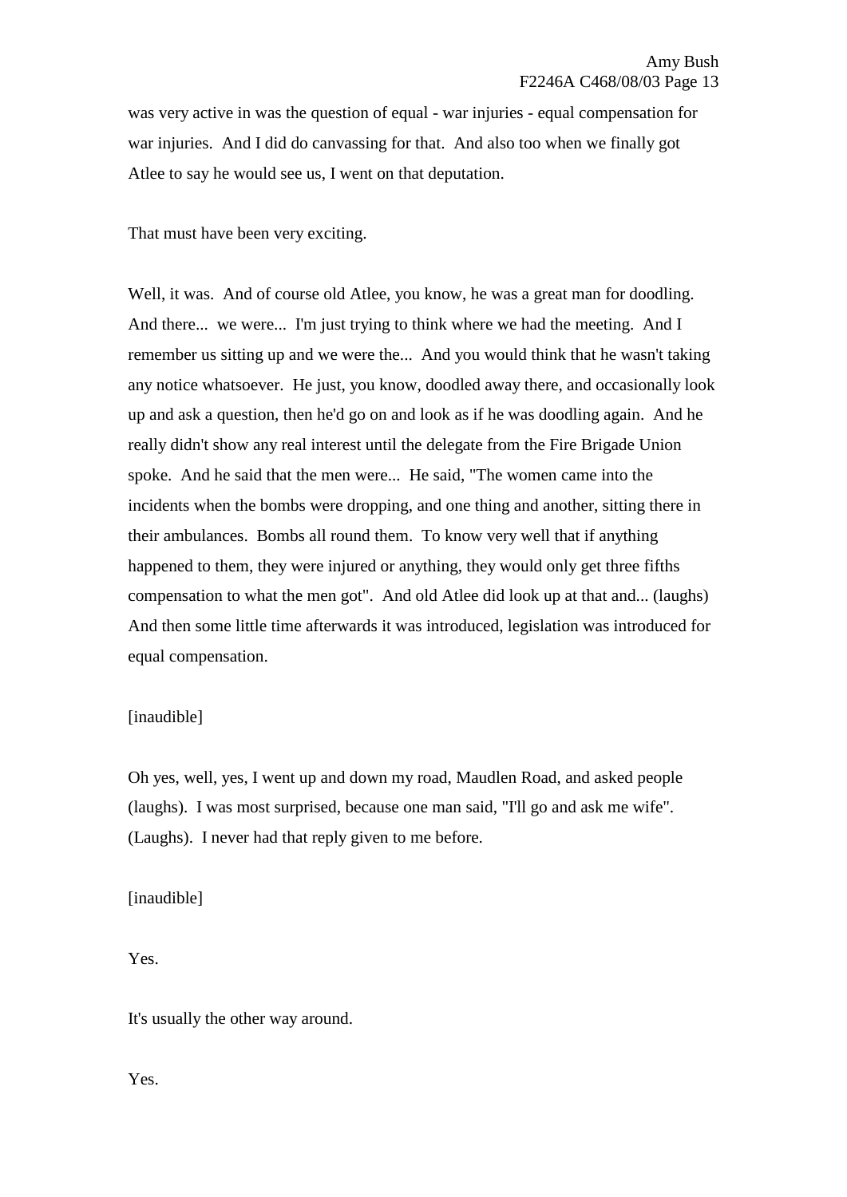was very active in was the question of equal - war injuries - equal compensation for war injuries. And I did do canvassing for that. And also too when we finally got Atlee to say he would see us, I went on that deputation.

That must have been very exciting.

Well, it was. And of course old Atlee, you know, he was a great man for doodling. And there... we were... I'm just trying to think where we had the meeting. And I remember us sitting up and we were the... And you would think that he wasn't taking any notice whatsoever. He just, you know, doodled away there, and occasionally look up and ask a question, then he'd go on and look as if he was doodling again. And he really didn't show any real interest until the delegate from the Fire Brigade Union spoke. And he said that the men were... He said, "The women came into the incidents when the bombs were dropping, and one thing and another, sitting there in their ambulances. Bombs all round them. To know very well that if anything happened to them, they were injured or anything, they would only get three fifths compensation to what the men got". And old Atlee did look up at that and... (laughs) And then some little time afterwards it was introduced, legislation was introduced for equal compensation.

[inaudible]

Oh yes, well, yes, I went up and down my road, Maudlen Road, and asked people (laughs). I was most surprised, because one man said, "I'll go and ask me wife". (Laughs). I never had that reply given to me before.

[inaudible]

Yes.

It's usually the other way around.

Yes.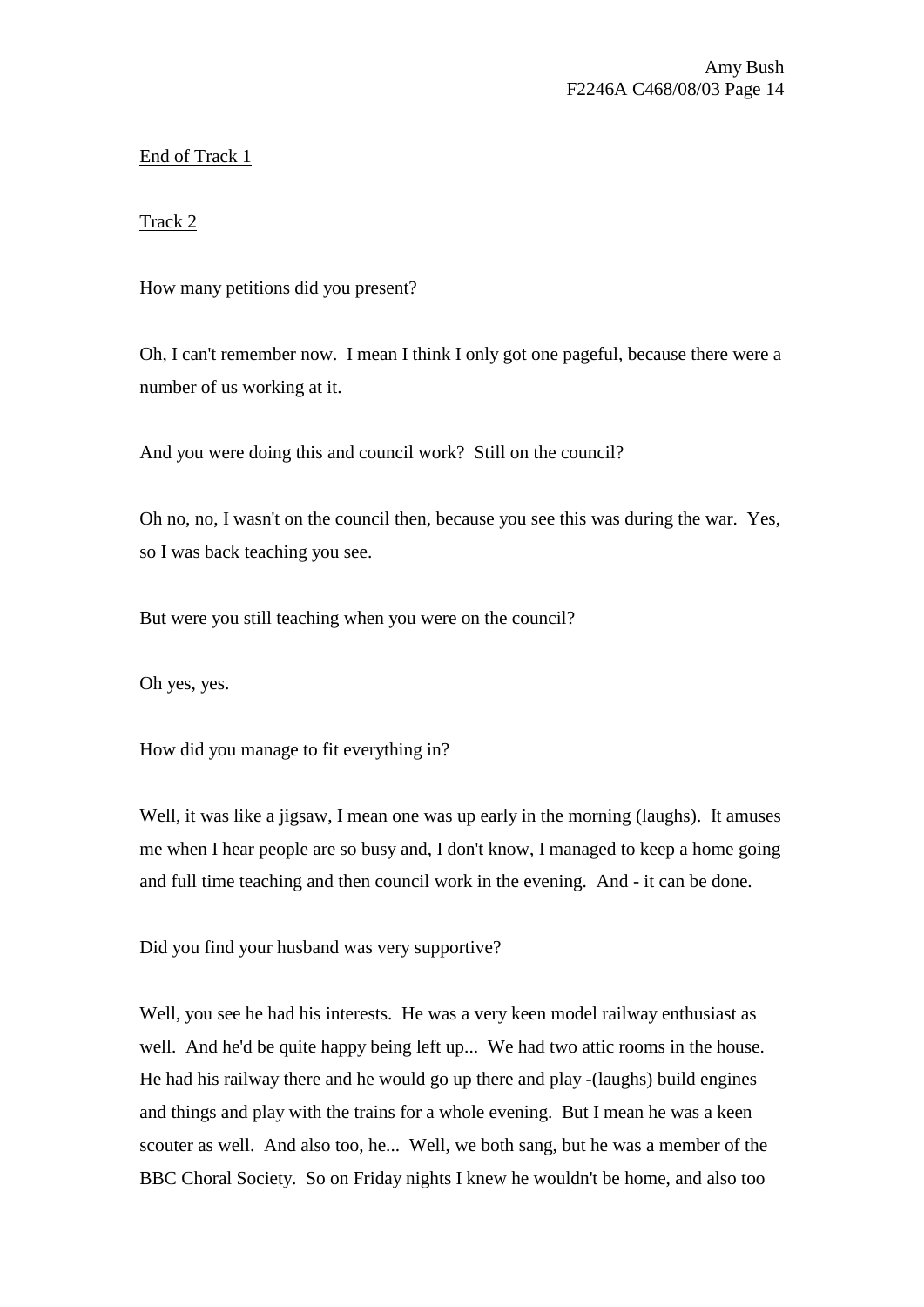End of Track 1

Track 2

How many petitions did you present?

Oh, I can't remember now. I mean I think I only got one pageful, because there were a number of us working at it.

And you were doing this and council work? Still on the council?

Oh no, no, I wasn't on the council then, because you see this was during the war. Yes, so I was back teaching you see.

But were you still teaching when you were on the council?

Oh yes, yes.

How did you manage to fit everything in?

Well, it was like a jigsaw, I mean one was up early in the morning (laughs). It amuses me when I hear people are so busy and, I don't know, I managed to keep a home going and full time teaching and then council work in the evening. And - it can be done.

Did you find your husband was very supportive?

Well, you see he had his interests. He was a very keen model railway enthusiast as well. And he'd be quite happy being left up... We had two attic rooms in the house. He had his railway there and he would go up there and play -(laughs) build engines and things and play with the trains for a whole evening. But I mean he was a keen scouter as well. And also too, he... Well, we both sang, but he was a member of the BBC Choral Society. So on Friday nights I knew he wouldn't be home, and also too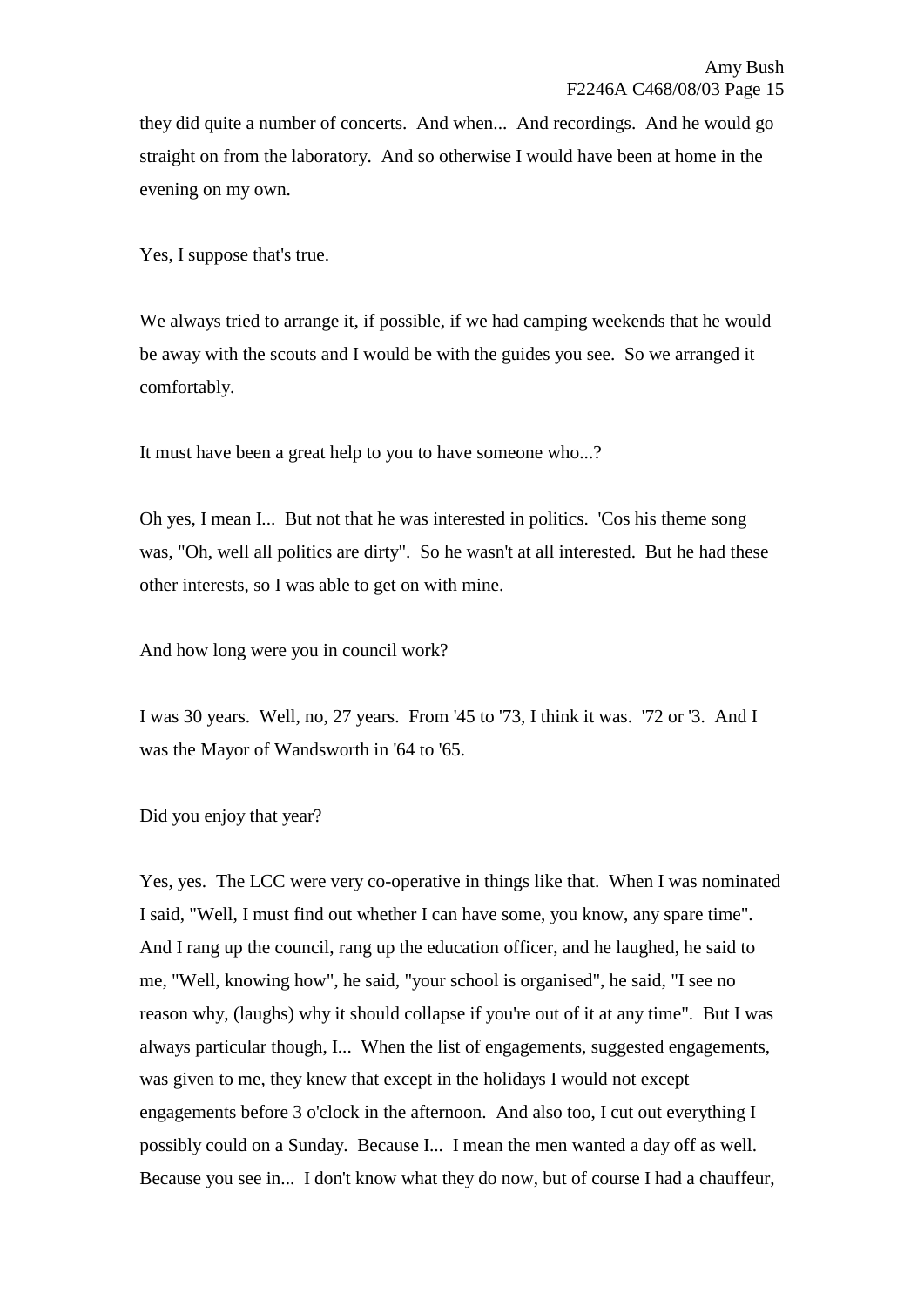they did quite a number of concerts. And when... And recordings. And he would go straight on from the laboratory. And so otherwise I would have been at home in the evening on my own.

Yes, I suppose that's true.

We always tried to arrange it, if possible, if we had camping weekends that he would be away with the scouts and I would be with the guides you see. So we arranged it comfortably.

It must have been a great help to you to have someone who...?

Oh yes, I mean I... But not that he was interested in politics. 'Cos his theme song was, "Oh, well all politics are dirty". So he wasn't at all interested. But he had these other interests, so I was able to get on with mine.

And how long were you in council work?

I was 30 years. Well, no, 27 years. From '45 to '73, I think it was. '72 or '3. And I was the Mayor of Wandsworth in '64 to '65.

Did you enjoy that year?

Yes, yes. The LCC were very co-operative in things like that. When I was nominated I said, "Well, I must find out whether I can have some, you know, any spare time". And I rang up the council, rang up the education officer, and he laughed, he said to me, "Well, knowing how", he said, "your school is organised", he said, "I see no reason why, (laughs) why it should collapse if you're out of it at any time". But I was always particular though, I... When the list of engagements, suggested engagements, was given to me, they knew that except in the holidays I would not except engagements before 3 o'clock in the afternoon. And also too, I cut out everything I possibly could on a Sunday. Because I... I mean the men wanted a day off as well. Because you see in... I don't know what they do now, but of course I had a chauffeur,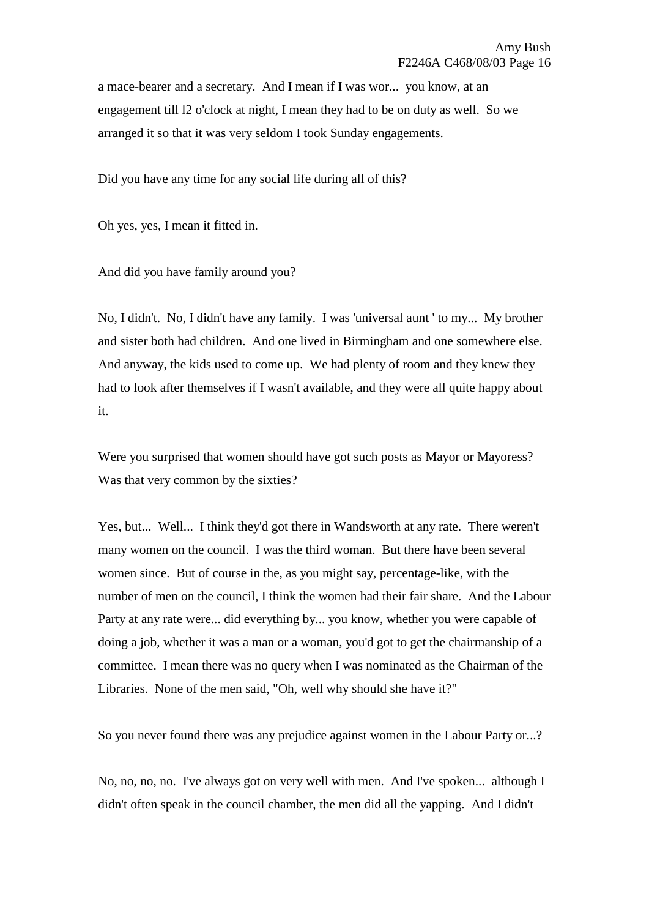a mace-bearer and a secretary. And I mean if I was wor... you know, at an engagement till l2 o'clock at night, I mean they had to be on duty as well. So we arranged it so that it was very seldom I took Sunday engagements.

Did you have any time for any social life during all of this?

Oh yes, yes, I mean it fitted in.

And did you have family around you?

No, I didn't. No, I didn't have any family. I was 'universal aunt ' to my... My brother and sister both had children. And one lived in Birmingham and one somewhere else. And anyway, the kids used to come up. We had plenty of room and they knew they had to look after themselves if I wasn't available, and they were all quite happy about it.

Were you surprised that women should have got such posts as Mayor or Mayoress? Was that very common by the sixties?

Yes, but... Well... I think they'd got there in Wandsworth at any rate. There weren't many women on the council. I was the third woman. But there have been several women since. But of course in the, as you might say, percentage-like, with the number of men on the council, I think the women had their fair share. And the Labour Party at any rate were... did everything by... you know, whether you were capable of doing a job, whether it was a man or a woman, you'd got to get the chairmanship of a committee. I mean there was no query when I was nominated as the Chairman of the Libraries. None of the men said, "Oh, well why should she have it?"

So you never found there was any prejudice against women in the Labour Party or...?

No, no, no, no. I've always got on very well with men. And I've spoken... although I didn't often speak in the council chamber, the men did all the yapping. And I didn't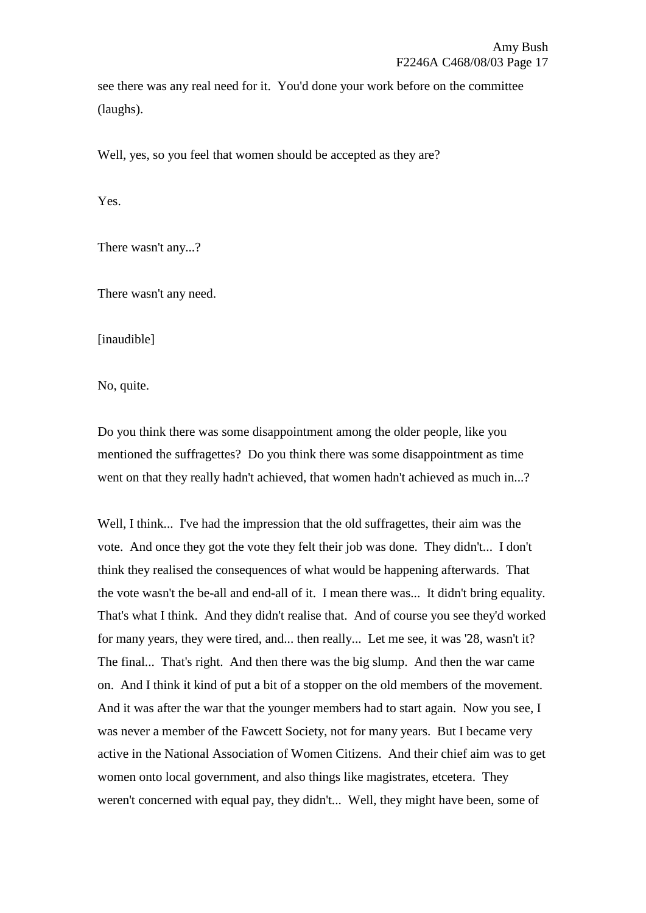see there was any real need for it. You'd done your work before on the committee (laughs).

Well, yes, so you feel that women should be accepted as they are?

Yes.

There wasn't any...?

There wasn't any need.

[inaudible]

No, quite.

Do you think there was some disappointment among the older people, like you mentioned the suffragettes? Do you think there was some disappointment as time went on that they really hadn't achieved, that women hadn't achieved as much in...?

Well, I think... I've had the impression that the old suffragettes, their aim was the vote. And once they got the vote they felt their job was done. They didn't... I don't think they realised the consequences of what would be happening afterwards. That the vote wasn't the be-all and end-all of it. I mean there was... It didn't bring equality. That's what I think. And they didn't realise that. And of course you see they'd worked for many years, they were tired, and... then really... Let me see, it was '28, wasn't it? The final... That's right. And then there was the big slump. And then the war came on. And I think it kind of put a bit of a stopper on the old members of the movement. And it was after the war that the younger members had to start again. Now you see, I was never a member of the Fawcett Society, not for many years. But I became very active in the National Association of Women Citizens. And their chief aim was to get women onto local government, and also things like magistrates, etcetera. They weren't concerned with equal pay, they didn't... Well, they might have been, some of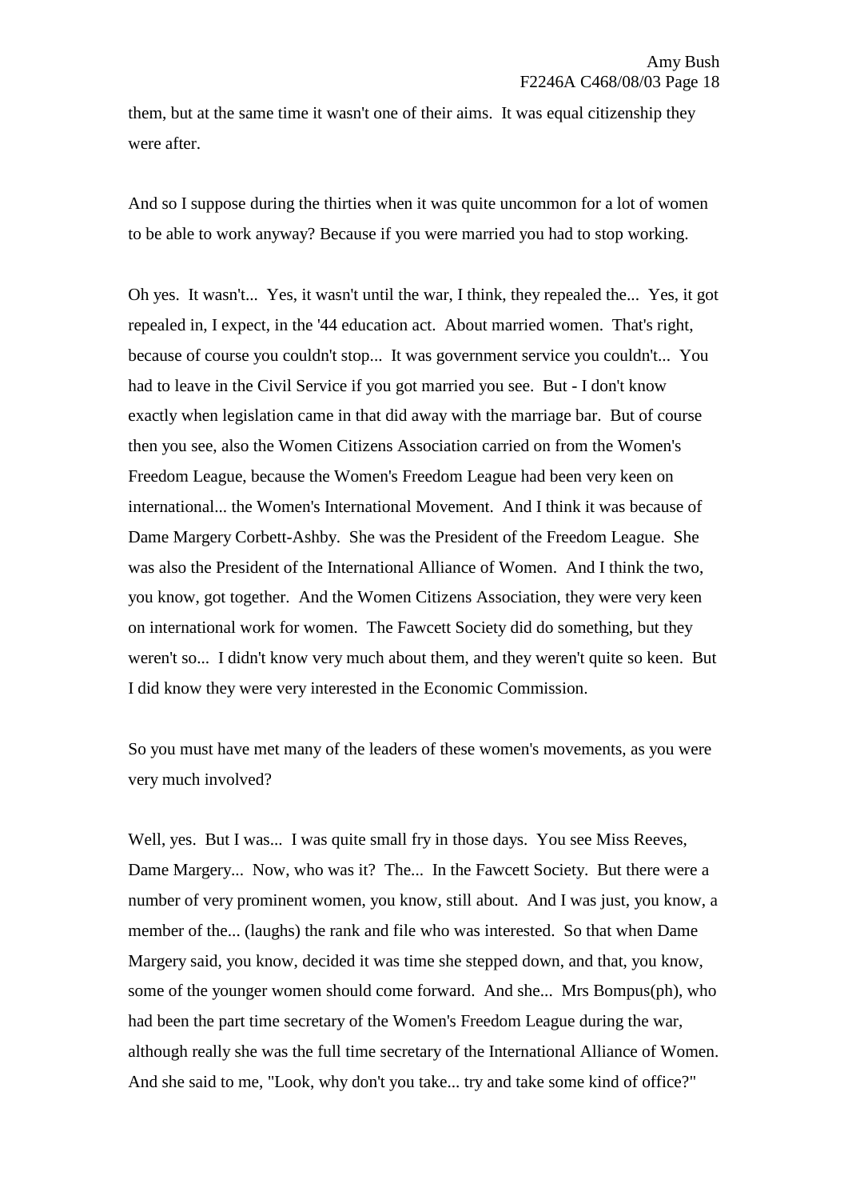them, but at the same time it wasn't one of their aims. It was equal citizenship they were after.

And so I suppose during the thirties when it was quite uncommon for a lot of women to be able to work anyway? Because if you were married you had to stop working.

Oh yes. It wasn't... Yes, it wasn't until the war, I think, they repealed the... Yes, it got repealed in, I expect, in the '44 education act. About married women. That's right, because of course you couldn't stop... It was government service you couldn't... You had to leave in the Civil Service if you got married you see. But - I don't know exactly when legislation came in that did away with the marriage bar. But of course then you see, also the Women Citizens Association carried on from the Women's Freedom League, because the Women's Freedom League had been very keen on international... the Women's International Movement. And I think it was because of Dame Margery Corbett-Ashby. She was the President of the Freedom League. She was also the President of the International Alliance of Women. And I think the two, you know, got together. And the Women Citizens Association, they were very keen on international work for women. The Fawcett Society did do something, but they weren't so... I didn't know very much about them, and they weren't quite so keen. But I did know they were very interested in the Economic Commission.

So you must have met many of the leaders of these women's movements, as you were very much involved?

Well, yes. But I was... I was quite small fry in those days. You see Miss Reeves, Dame Margery... Now, who was it? The... In the Fawcett Society. But there were a number of very prominent women, you know, still about. And I was just, you know, a member of the... (laughs) the rank and file who was interested. So that when Dame Margery said, you know, decided it was time she stepped down, and that, you know, some of the younger women should come forward. And she... Mrs Bompus(ph), who had been the part time secretary of the Women's Freedom League during the war, although really she was the full time secretary of the International Alliance of Women. And she said to me, "Look, why don't you take... try and take some kind of office?"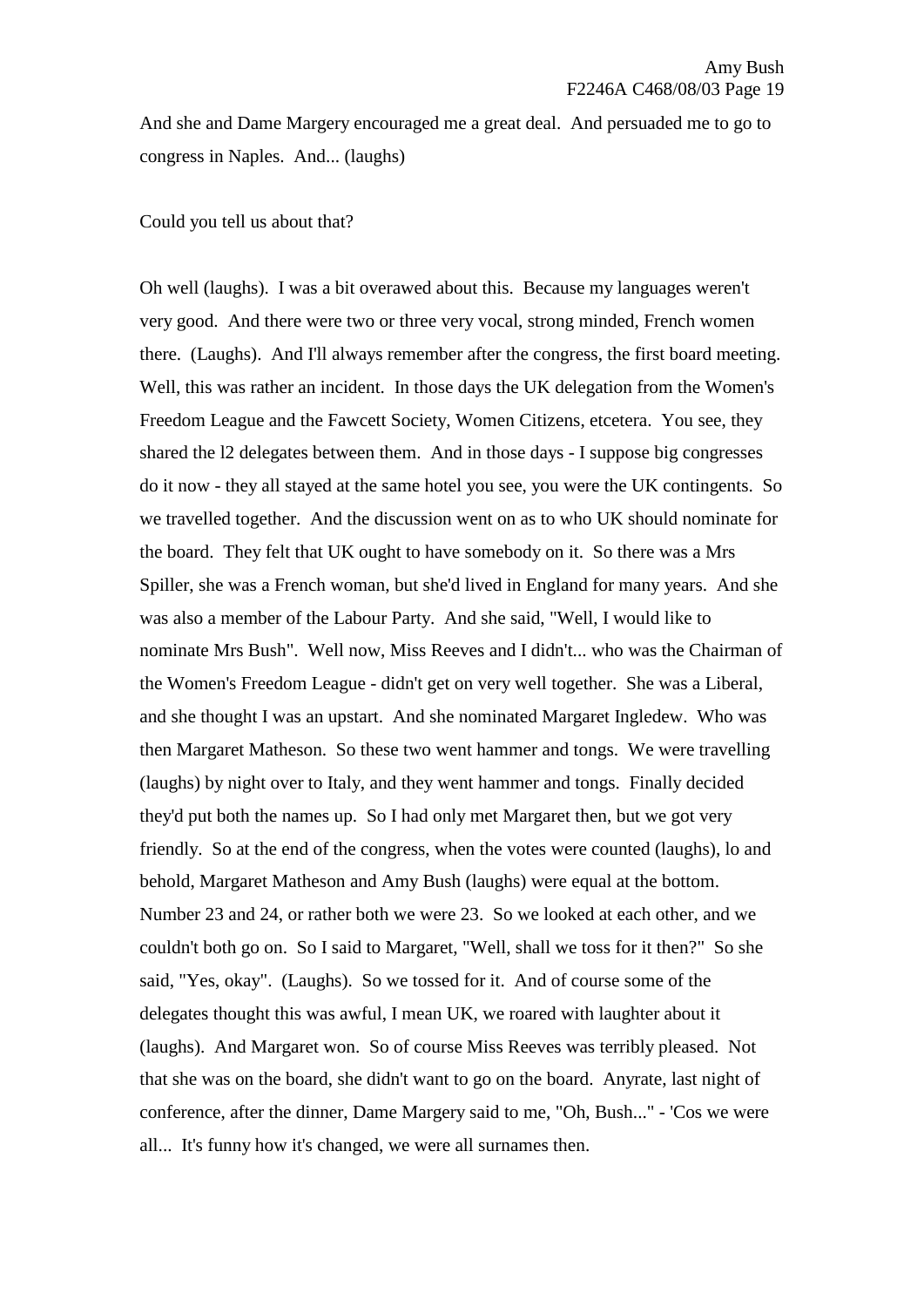And she and Dame Margery encouraged me a great deal. And persuaded me to go to congress in Naples. And... (laughs)

Could you tell us about that?

Oh well (laughs). I was a bit overawed about this. Because my languages weren't very good. And there were two or three very vocal, strong minded, French women there. (Laughs). And I'll always remember after the congress, the first board meeting. Well, this was rather an incident. In those days the UK delegation from the Women's Freedom League and the Fawcett Society, Women Citizens, etcetera. You see, they shared the l2 delegates between them. And in those days - I suppose big congresses do it now - they all stayed at the same hotel you see, you were the UK contingents. So we travelled together. And the discussion went on as to who UK should nominate for the board. They felt that UK ought to have somebody on it. So there was a Mrs Spiller, she was a French woman, but she'd lived in England for many years. And she was also a member of the Labour Party. And she said, "Well, I would like to nominate Mrs Bush". Well now, Miss Reeves and I didn't... who was the Chairman of the Women's Freedom League - didn't get on very well together. She was a Liberal, and she thought I was an upstart. And she nominated Margaret Ingledew. Who was then Margaret Matheson. So these two went hammer and tongs. We were travelling (laughs) by night over to Italy, and they went hammer and tongs. Finally decided they'd put both the names up. So I had only met Margaret then, but we got very friendly. So at the end of the congress, when the votes were counted (laughs), lo and behold, Margaret Matheson and Amy Bush (laughs) were equal at the bottom. Number 23 and 24, or rather both we were 23. So we looked at each other, and we couldn't both go on. So I said to Margaret, "Well, shall we toss for it then?" So she said, "Yes, okay". (Laughs). So we tossed for it. And of course some of the delegates thought this was awful, I mean UK, we roared with laughter about it (laughs). And Margaret won. So of course Miss Reeves was terribly pleased. Not that she was on the board, she didn't want to go on the board. Anyrate, last night of conference, after the dinner, Dame Margery said to me, "Oh, Bush..." - 'Cos we were all... It's funny how it's changed, we were all surnames then.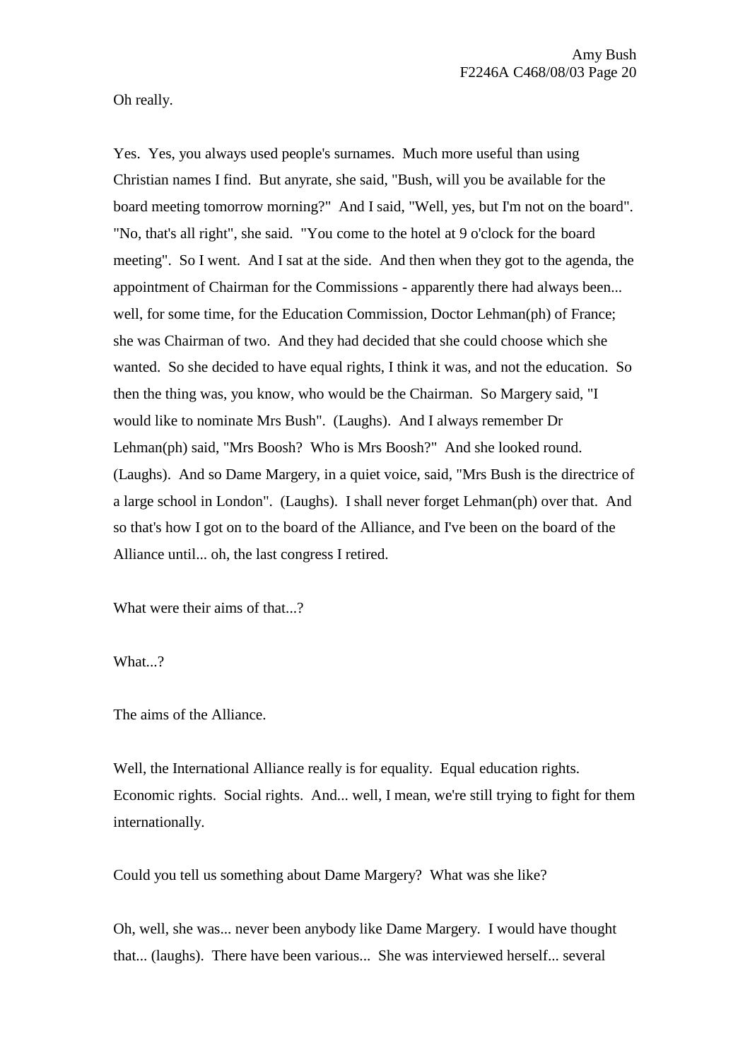Oh really.

Yes. Yes, you always used people's surnames. Much more useful than using Christian names I find. But anyrate, she said, "Bush, will you be available for the board meeting tomorrow morning?" And I said, "Well, yes, but I'm not on the board". "No, that's all right", she said. "You come to the hotel at 9 o'clock for the board meeting". So I went. And I sat at the side. And then when they got to the agenda, the appointment of Chairman for the Commissions - apparently there had always been... well, for some time, for the Education Commission, Doctor Lehman(ph) of France; she was Chairman of two. And they had decided that she could choose which she wanted. So she decided to have equal rights, I think it was, and not the education. So then the thing was, you know, who would be the Chairman. So Margery said, "I would like to nominate Mrs Bush". (Laughs). And I always remember Dr Lehman(ph) said, "Mrs Boosh? Who is Mrs Boosh?" And she looked round. (Laughs). And so Dame Margery, in a quiet voice, said, "Mrs Bush is the directrice of a large school in London". (Laughs). I shall never forget Lehman(ph) over that. And so that's how I got on to the board of the Alliance, and I've been on the board of the Alliance until... oh, the last congress I retired.

What were their aims of that...?

What...?

The aims of the Alliance.

Well, the International Alliance really is for equality. Equal education rights. Economic rights. Social rights. And... well, I mean, we're still trying to fight for them internationally.

Could you tell us something about Dame Margery? What was she like?

Oh, well, she was... never been anybody like Dame Margery. I would have thought that... (laughs). There have been various... She was interviewed herself... several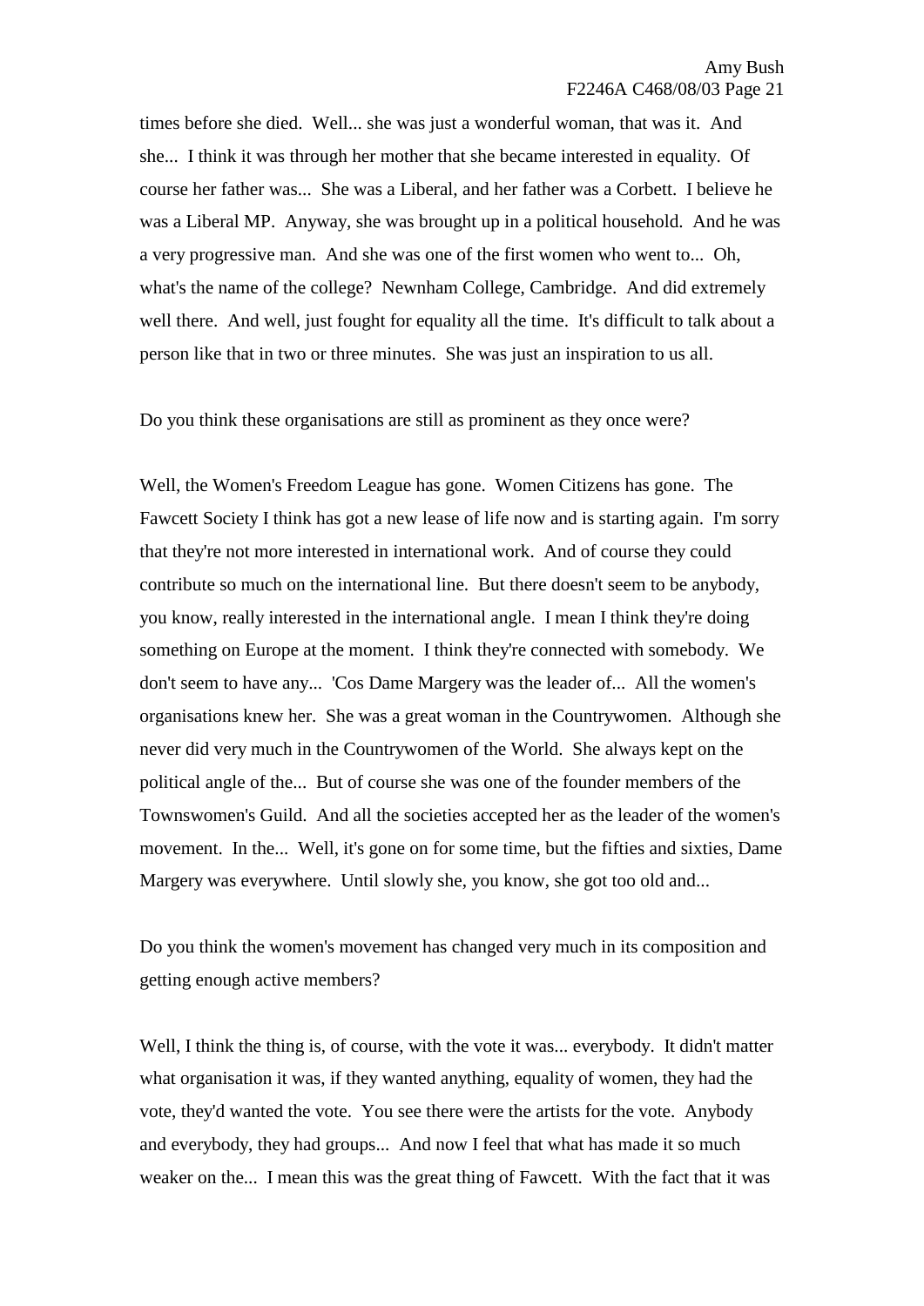times before she died. Well... she was just a wonderful woman, that was it. And she... I think it was through her mother that she became interested in equality. Of course her father was... She was a Liberal, and her father was a Corbett. I believe he was a Liberal MP. Anyway, she was brought up in a political household. And he was a very progressive man. And she was one of the first women who went to... Oh, what's the name of the college? Newnham College, Cambridge. And did extremely well there. And well, just fought for equality all the time. It's difficult to talk about a person like that in two or three minutes. She was just an inspiration to us all.

Do you think these organisations are still as prominent as they once were?

Well, the Women's Freedom League has gone. Women Citizens has gone. The Fawcett Society I think has got a new lease of life now and is starting again. I'm sorry that they're not more interested in international work. And of course they could contribute so much on the international line. But there doesn't seem to be anybody, you know, really interested in the international angle. I mean I think they're doing something on Europe at the moment. I think they're connected with somebody. We don't seem to have any... 'Cos Dame Margery was the leader of... All the women's organisations knew her. She was a great woman in the Countrywomen. Although she never did very much in the Countrywomen of the World. She always kept on the political angle of the... But of course she was one of the founder members of the Townswomen's Guild. And all the societies accepted her as the leader of the women's movement. In the... Well, it's gone on for some time, but the fifties and sixties, Dame Margery was everywhere. Until slowly she, you know, she got too old and...

Do you think the women's movement has changed very much in its composition and getting enough active members?

Well, I think the thing is, of course, with the vote it was... everybody. It didn't matter what organisation it was, if they wanted anything, equality of women, they had the vote, they'd wanted the vote. You see there were the artists for the vote. Anybody and everybody, they had groups... And now I feel that what has made it so much weaker on the... I mean this was the great thing of Fawcett. With the fact that it was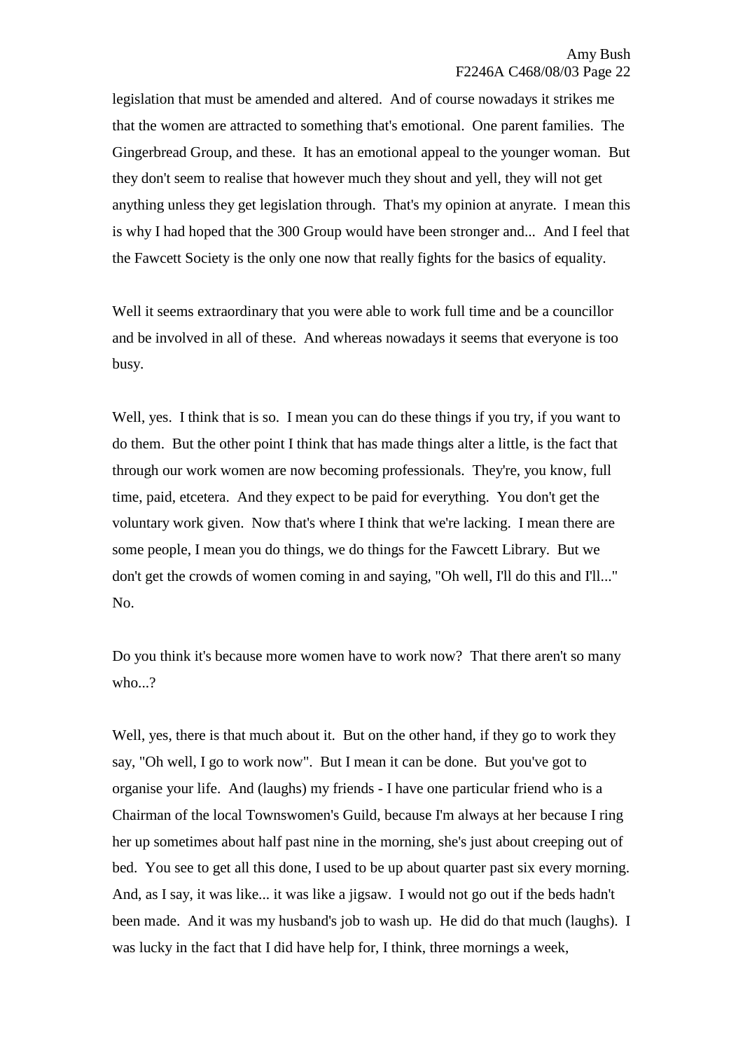legislation that must be amended and altered. And of course nowadays it strikes me that the women are attracted to something that's emotional. One parent families. The Gingerbread Group, and these. It has an emotional appeal to the younger woman. But they don't seem to realise that however much they shout and yell, they will not get anything unless they get legislation through. That's my opinion at anyrate. I mean this is why I had hoped that the 300 Group would have been stronger and... And I feel that the Fawcett Society is the only one now that really fights for the basics of equality.

Well it seems extraordinary that you were able to work full time and be a councillor and be involved in all of these. And whereas nowadays it seems that everyone is too busy.

Well, yes. I think that is so. I mean you can do these things if you try, if you want to do them. But the other point I think that has made things alter a little, is the fact that through our work women are now becoming professionals. They're, you know, full time, paid, etcetera. And they expect to be paid for everything. You don't get the voluntary work given. Now that's where I think that we're lacking. I mean there are some people, I mean you do things, we do things for the Fawcett Library. But we don't get the crowds of women coming in and saying, "Oh well, I'll do this and I'll..." No.

Do you think it's because more women have to work now? That there aren't so many who...?

Well, yes, there is that much about it. But on the other hand, if they go to work they say, "Oh well, I go to work now". But I mean it can be done. But you've got to organise your life. And (laughs) my friends - I have one particular friend who is a Chairman of the local Townswomen's Guild, because I'm always at her because I ring her up sometimes about half past nine in the morning, she's just about creeping out of bed. You see to get all this done, I used to be up about quarter past six every morning. And, as I say, it was like... it was like a jigsaw. I would not go out if the beds hadn't been made. And it was my husband's job to wash up. He did do that much (laughs). I was lucky in the fact that I did have help for, I think, three mornings a week,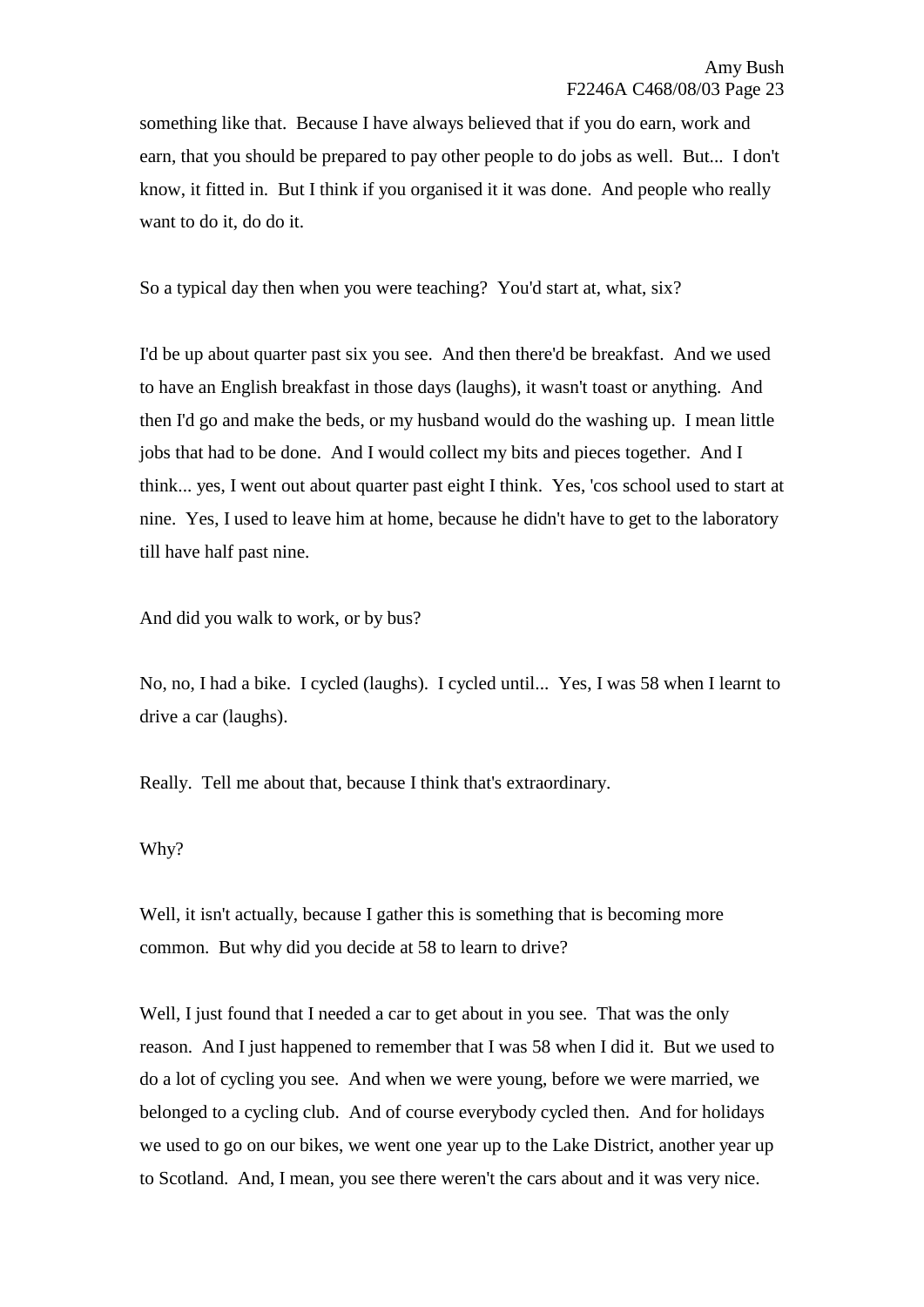something like that. Because I have always believed that if you do earn, work and earn, that you should be prepared to pay other people to do jobs as well. But... I don't know, it fitted in. But I think if you organised it it was done. And people who really want to do it, do do it.

So a typical day then when you were teaching? You'd start at, what, six?

I'd be up about quarter past six you see. And then there'd be breakfast. And we used to have an English breakfast in those days (laughs), it wasn't toast or anything. And then I'd go and make the beds, or my husband would do the washing up. I mean little jobs that had to be done. And I would collect my bits and pieces together. And I think... yes, I went out about quarter past eight I think. Yes, 'cos school used to start at nine. Yes, I used to leave him at home, because he didn't have to get to the laboratory till have half past nine.

And did you walk to work, or by bus?

No, no, I had a bike. I cycled (laughs). I cycled until... Yes, I was 58 when I learnt to drive a car (laughs).

Really. Tell me about that, because I think that's extraordinary.

Why?

Well, it isn't actually, because I gather this is something that is becoming more common. But why did you decide at 58 to learn to drive?

Well, I just found that I needed a car to get about in you see. That was the only reason. And I just happened to remember that I was 58 when I did it. But we used to do a lot of cycling you see. And when we were young, before we were married, we belonged to a cycling club. And of course everybody cycled then. And for holidays we used to go on our bikes, we went one year up to the Lake District, another year up to Scotland. And, I mean, you see there weren't the cars about and it was very nice.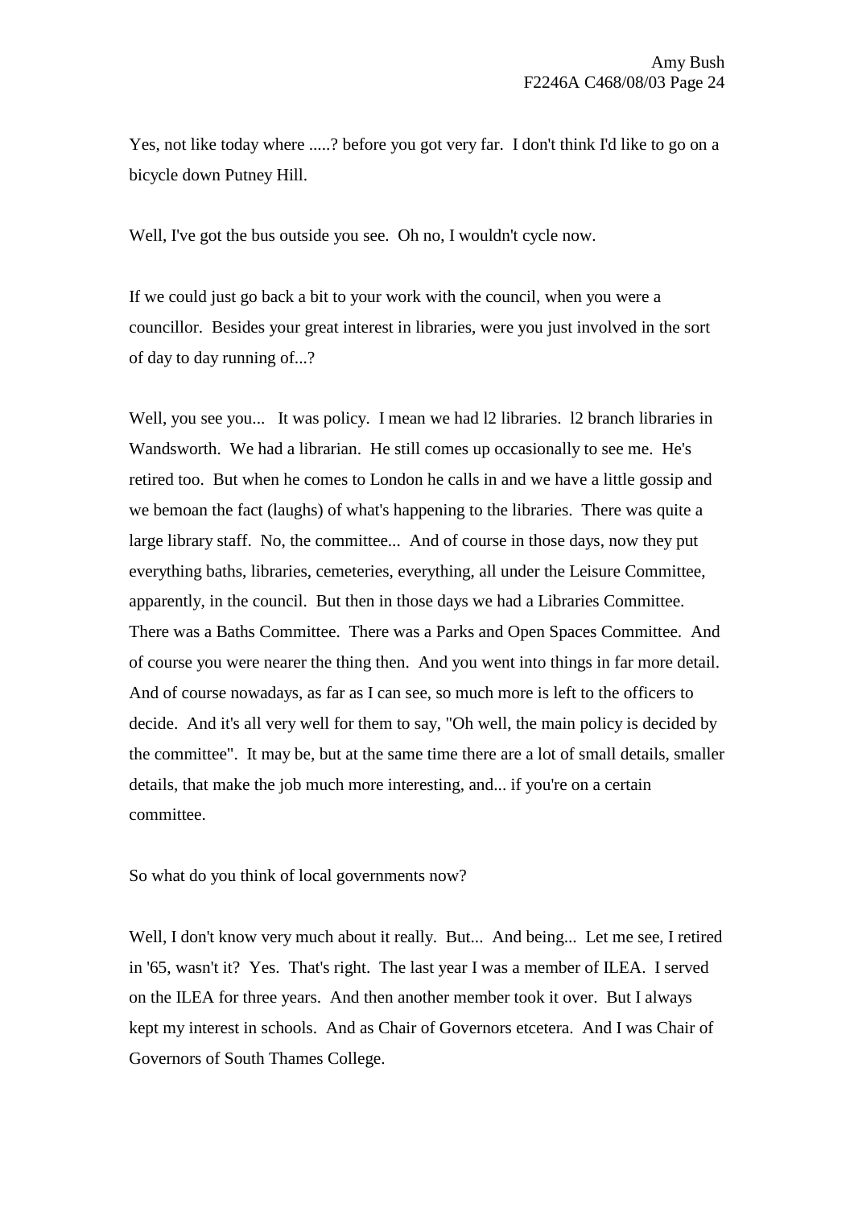Yes, not like today where .....? before you got very far.  I don't think I'd like to go on a bicycle down Putney Hill.

Well, I've got the bus outside you see.  Oh no, I wouldn't cycle now.

If we could just go back a bit to your work with the council, when you were a councillor.  Besides your great interest in libraries, were you just involved in the sort of day to day running of...?

Well, you see you...   It was policy.  I mean we had l2 libraries.  l2 branch libraries in Wandsworth.  We had a librarian.  He still comes up occasionally to see me.  He's retired too.  But when he comes to London he calls in and we have a little gossip and we bemoan the fact (laughs) of what's happening to the libraries.  There was quite a large library staff.  No, the committee...  And of course in those days, now they put everything baths, libraries, cemeteries, everything, all under the Leisure Committee, apparently, in the council.  But then in those days we had a Libraries Committee.  There was a Baths Committee.  There was a Parks and Open Spaces Committee.  And of course you were nearer the thing then.  And you went into things in far more detail.  And of course nowadays, as far as I can see, so much more is left to the officers to decide.  And it's all very well for them to say, "Oh well, the main policy is decided by the committee".  It may be, but at the same time there are a lot of small details, smaller details, that make the job much more interesting, and... if you're on a certain committee.

So what do you think of local governments now?

Well, I don't know very much about it really.  But...  And being...  Let me see, I retired in '65, wasn't it?  Yes.  That's right.  The last year I was a member of ILEA.  I served on the ILEA for three years.  And then another member took it over.  But I always kept my interest in schools.  And as Chair of Governors etcetera.  And I was Chair of Governors of South Thames College.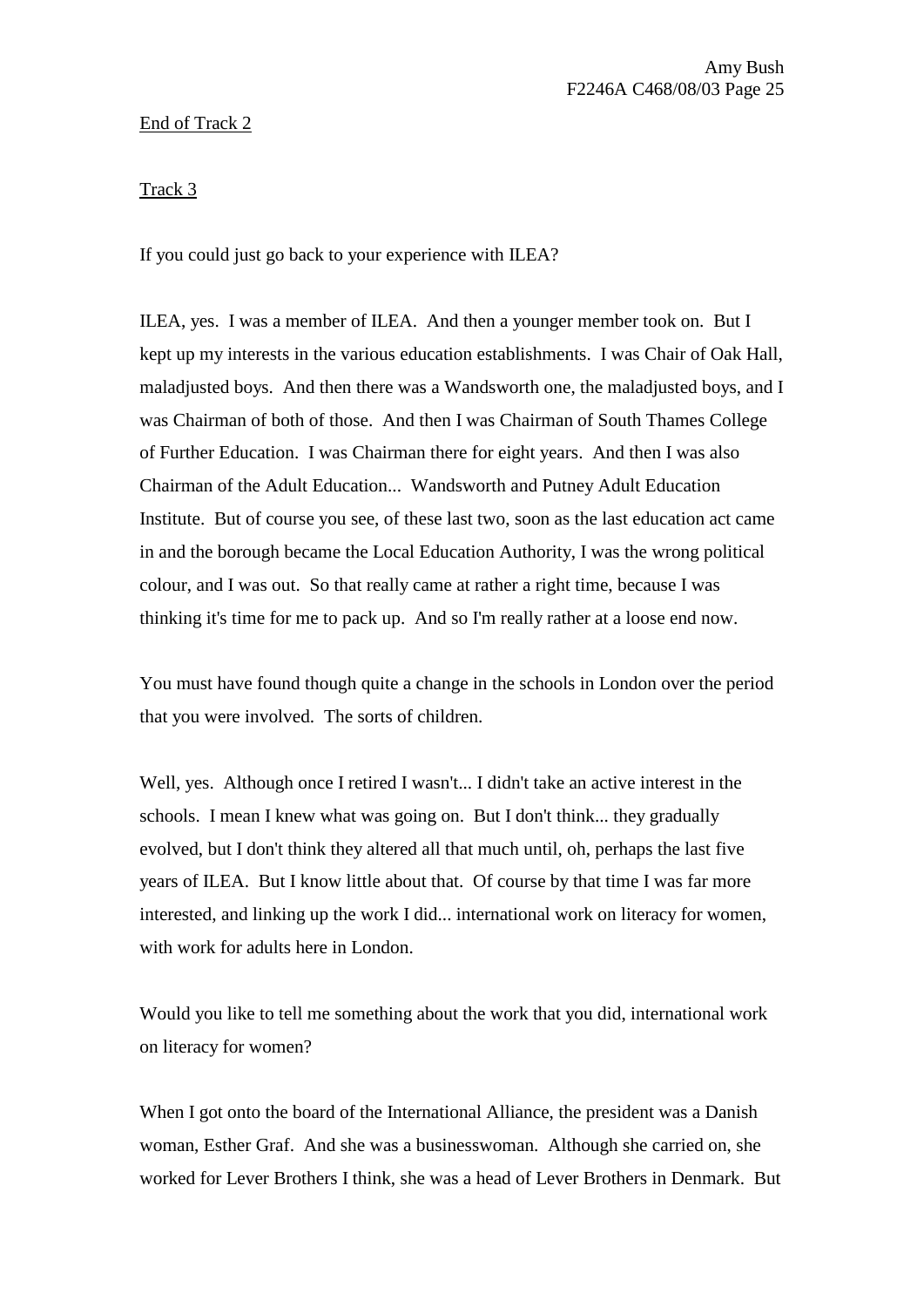End of Track 2

Track 3

If you could just go back to your experience with ILEA?

ILEA, yes. I was a member of ILEA. And then a younger member took on. But I kept up my interests in the various education establishments. I was Chair of Oak Hall, maladjusted boys. And then there was a Wandsworth one, the maladjusted boys, and I was Chairman of both of those. And then I was Chairman of South Thames College of Further Education. I was Chairman there for eight years. And then I was also Chairman of the Adult Education... Wandsworth and Putney Adult Education Institute. But of course you see, of these last two, soon as the last education act came in and the borough became the Local Education Authority, I was the wrong political colour, and I was out. So that really came at rather a right time, because I was thinking it's time for me to pack up. And so I'm really rather at a loose end now.

You must have found though quite a change in the schools in London over the period that you were involved. The sorts of children.

Well, yes. Although once I retired I wasn't... I didn't take an active interest in the schools. I mean I knew what was going on. But I don't think... they gradually evolved, but I don't think they altered all that much until, oh, perhaps the last five years of ILEA. But I know little about that. Of course by that time I was far more interested, and linking up the work I did... international work on literacy for women, with work for adults here in London.

Would you like to tell me something about the work that you did, international work on literacy for women?

When I got onto the board of the International Alliance, the president was a Danish woman, Esther Graf. And she was a businesswoman. Although she carried on, she worked for Lever Brothers I think, she was a head of Lever Brothers in Denmark. But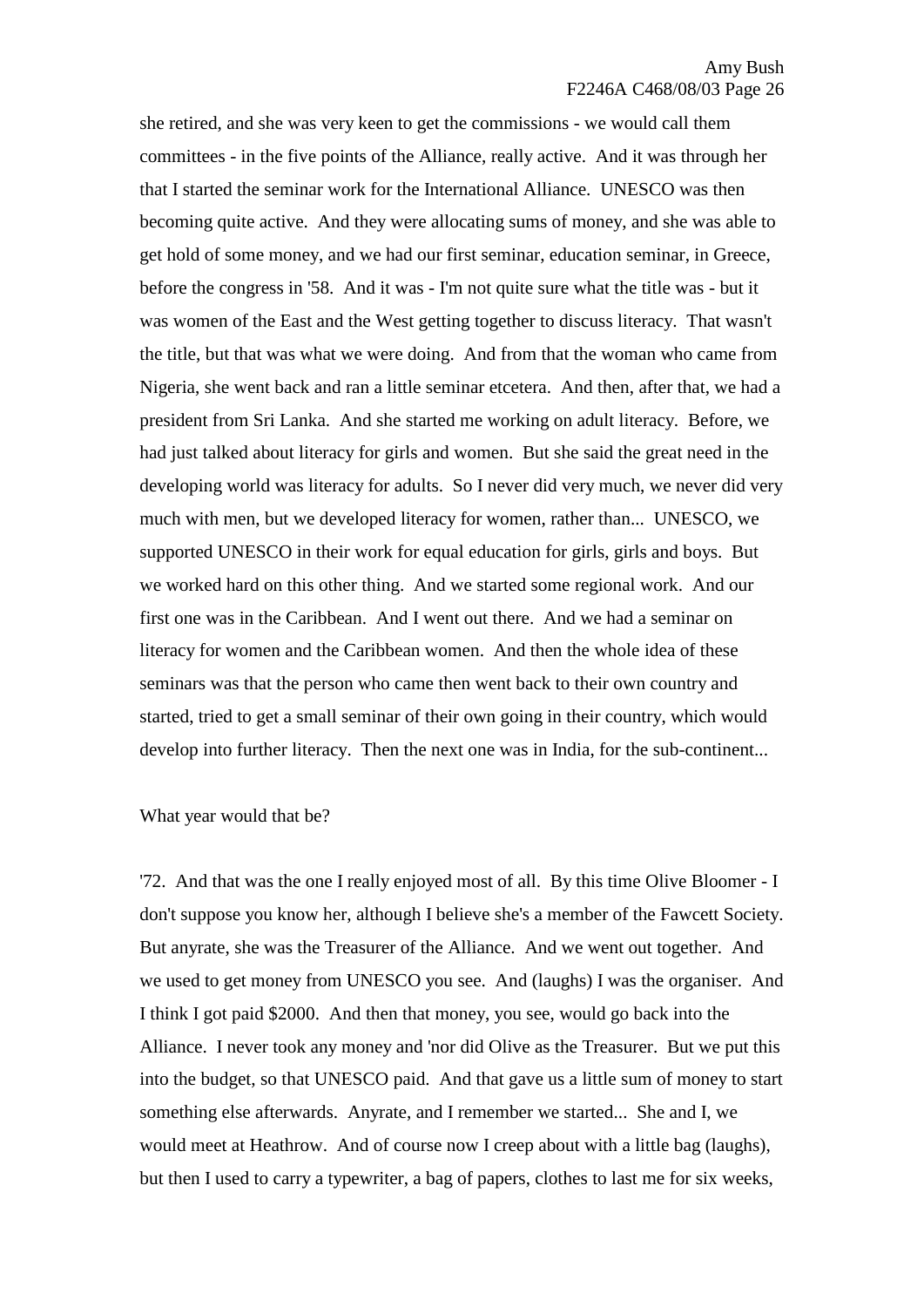she retired, and she was very keen to get the commissions - we would call them committees - in the five points of the Alliance, really active. And it was through her that I started the seminar work for the International Alliance. UNESCO was then becoming quite active. And they were allocating sums of money, and she was able to get hold of some money, and we had our first seminar, education seminar, in Greece, before the congress in '58. And it was - I'm not quite sure what the title was - but it was women of the East and the West getting together to discuss literacy. That wasn't the title, but that was what we were doing. And from that the woman who came from Nigeria, she went back and ran a little seminar etcetera. And then, after that, we had a president from Sri Lanka. And she started me working on adult literacy. Before, we had just talked about literacy for girls and women. But she said the great need in the developing world was literacy for adults. So I never did very much, we never did very much with men, but we developed literacy for women, rather than... UNESCO, we supported UNESCO in their work for equal education for girls, girls and boys. But we worked hard on this other thing. And we started some regional work. And our first one was in the Caribbean. And I went out there. And we had a seminar on literacy for women and the Caribbean women. And then the whole idea of these seminars was that the person who came then went back to their own country and started, tried to get a small seminar of their own going in their country, which would develop into further literacy. Then the next one was in India, for the sub-continent...

What year would that be?

'72. And that was the one I really enjoyed most of all. By this time Olive Bloomer - I don't suppose you know her, although I believe she's a member of the Fawcett Society. But anyrate, she was the Treasurer of the Alliance. And we went out together. And we used to get money from UNESCO you see. And (laughs) I was the organiser. And I think I got paid $2000. And then that money, you see, would go back into the Alliance. I never took any money and 'nor did Olive as the Treasurer. But we put this into the budget, so that UNESCO paid. And that gave us a little sum of money to start something else afterwards. Anyrate, and I remember we started... She and I, we would meet at Heathrow. And of course now I creep about with a little bag (laughs), but then I used to carry a typewriter, a bag of papers, clothes to last me for six weeks,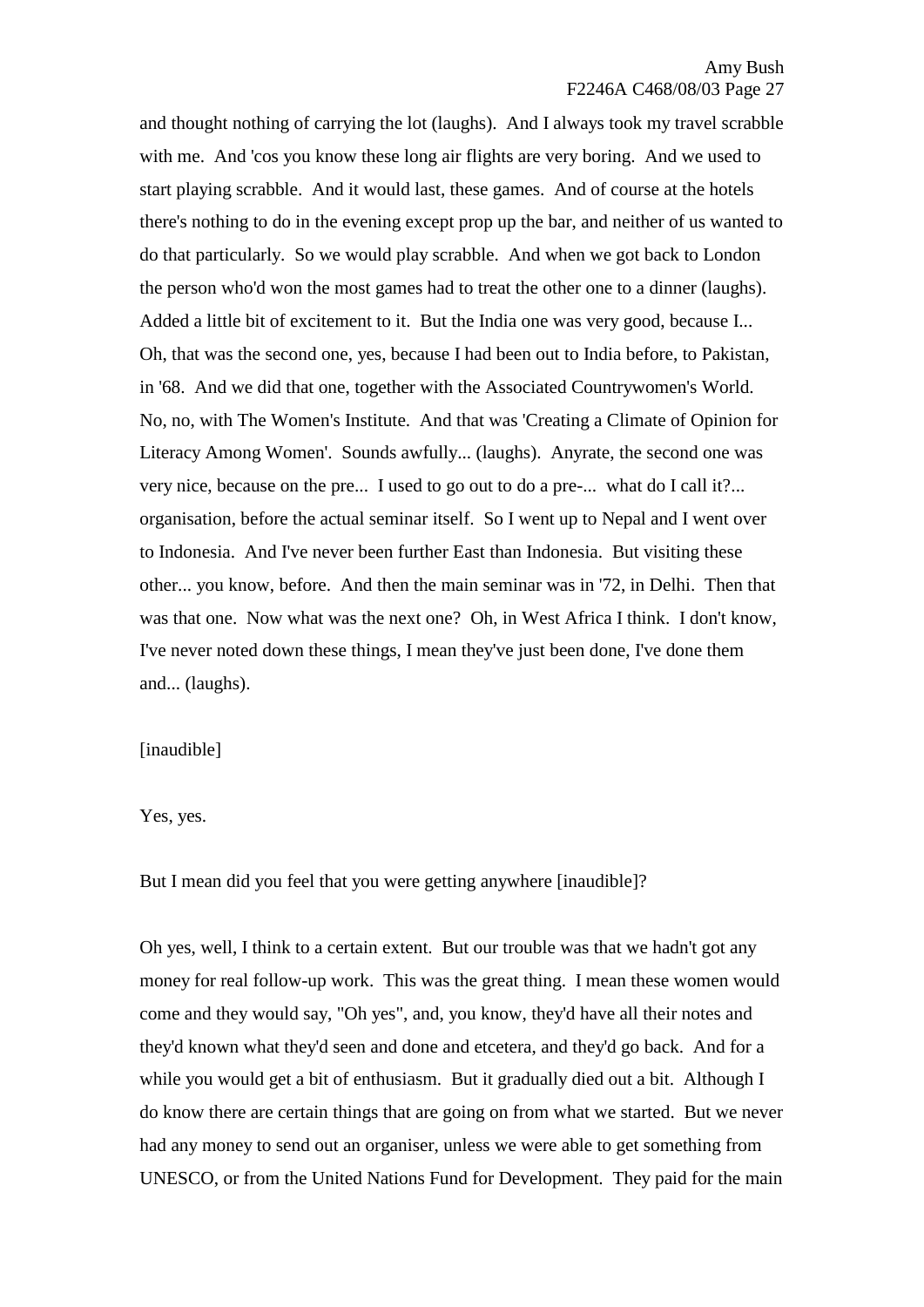and thought nothing of carrying the lot (laughs). And I always took my travel scrabble with me. And 'cos you know these long air flights are very boring. And we used to start playing scrabble. And it would last, these games. And of course at the hotels there's nothing to do in the evening except prop up the bar, and neither of us wanted to do that particularly. So we would play scrabble. And when we got back to London the person who'd won the most games had to treat the other one to a dinner (laughs). Added a little bit of excitement to it. But the India one was very good, because I... Oh, that was the second one, yes, because I had been out to India before, to Pakistan, in '68. And we did that one, together with the Associated Countrywomen's World. No, no, with The Women's Institute. And that was 'Creating a Climate of Opinion for Literacy Among Women'. Sounds awfully... (laughs). Anyrate, the second one was very nice, because on the pre... I used to go out to do a pre-... what do I call it?... organisation, before the actual seminar itself. So I went up to Nepal and I went over to Indonesia. And I've never been further East than Indonesia. But visiting these other... you know, before. And then the main seminar was in '72, in Delhi. Then that was that one. Now what was the next one? Oh, in West Africa I think. I don't know, I've never noted down these things, I mean they've just been done, I've done them and... (laughs).

[inaudible]

Yes, yes.

But I mean did you feel that you were getting anywhere [inaudible]?

Oh yes, well, I think to a certain extent. But our trouble was that we hadn't got any money for real follow-up work. This was the great thing. I mean these women would come and they would say, "Oh yes", and, you know, they'd have all their notes and they'd known what they'd seen and done and etcetera, and they'd go back. And for a while you would get a bit of enthusiasm. But it gradually died out a bit. Although I do know there are certain things that are going on from what we started. But we never had any money to send out an organiser, unless we were able to get something from UNESCO, or from the United Nations Fund for Development. They paid for the main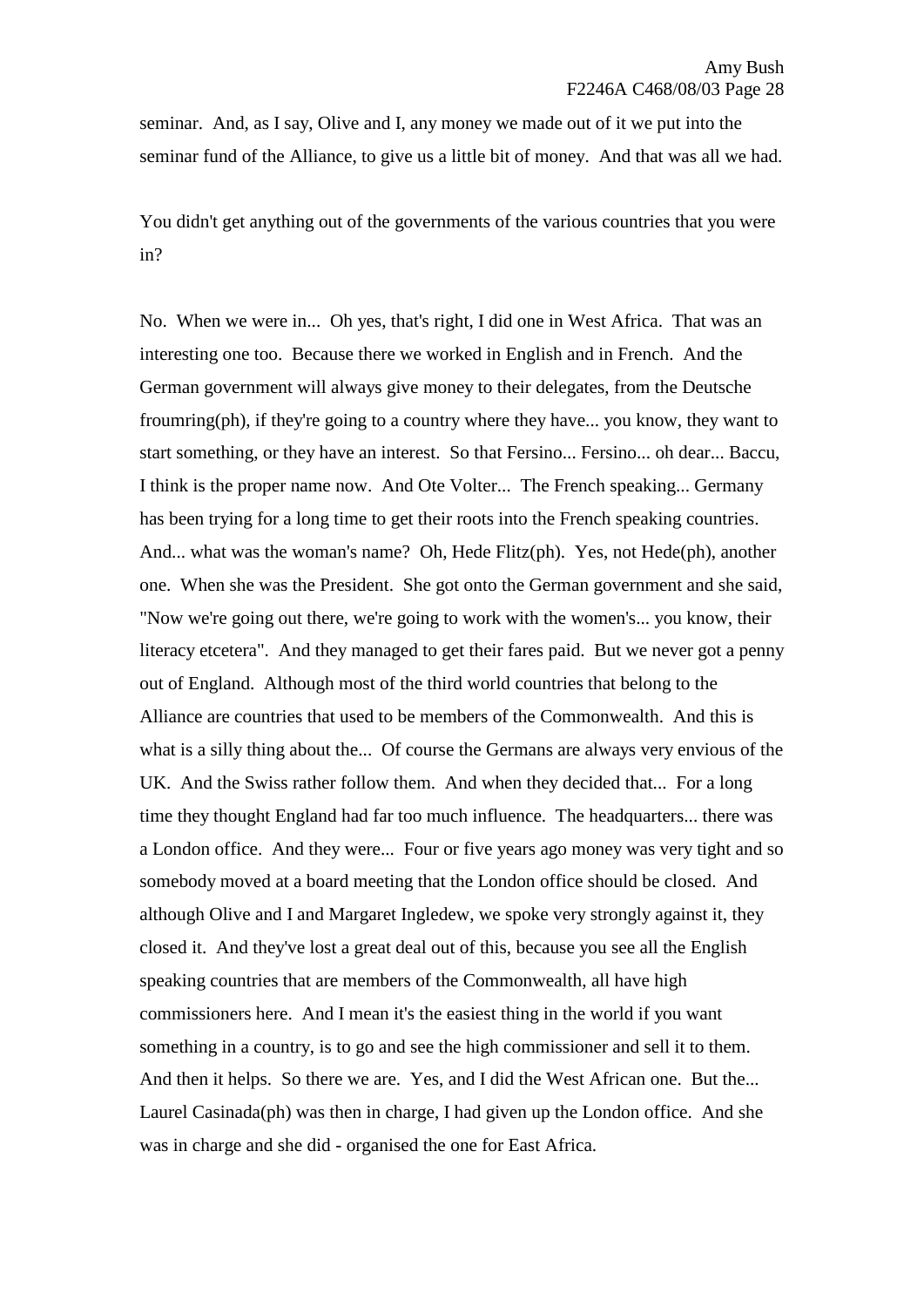seminar. And, as I say, Olive and I, any money we made out of it we put into the seminar fund of the Alliance, to give us a little bit of money. And that was all we had.

You didn't get anything out of the governments of the various countries that you were in?

No. When we were in... Oh yes, that's right, I did one in West Africa. That was an interesting one too. Because there we worked in English and in French. And the German government will always give money to their delegates, from the Deutsche froumring(ph), if they're going to a country where they have... you know, they want to start something, or they have an interest. So that Fersino... Fersino... oh dear... Baccu, I think is the proper name now. And Ote Volter... The French speaking... Germany has been trying for a long time to get their roots into the French speaking countries. And... what was the woman's name? Oh, Hede Flitz(ph). Yes, not Hede(ph), another one. When she was the President. She got onto the German government and she said, "Now we're going out there, we're going to work with the women's... you know, their literacy etcetera". And they managed to get their fares paid. But we never got a penny out of England. Although most of the third world countries that belong to the Alliance are countries that used to be members of the Commonwealth. And this is what is a silly thing about the... Of course the Germans are always very envious of the UK. And the Swiss rather follow them. And when they decided that... For a long time they thought England had far too much influence. The headquarters... there was a London office. And they were... Four or five years ago money was very tight and so somebody moved at a board meeting that the London office should be closed. And although Olive and I and Margaret Ingledew, we spoke very strongly against it, they closed it. And they've lost a great deal out of this, because you see all the English speaking countries that are members of the Commonwealth, all have high commissioners here. And I mean it's the easiest thing in the world if you want something in a country, is to go and see the high commissioner and sell it to them. And then it helps. So there we are. Yes, and I did the West African one. But the... Laurel Casinada(ph) was then in charge, I had given up the London office. And she was in charge and she did - organised the one for East Africa.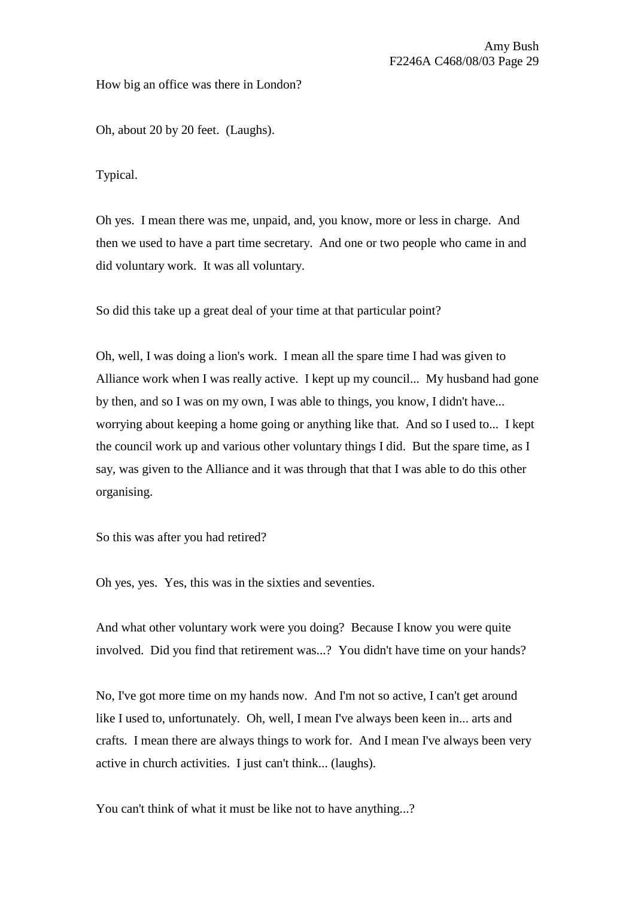How big an office was there in London?

Oh, about 20 by 20 feet. (Laughs).

Typical.

Oh yes. I mean there was me, unpaid, and, you know, more or less in charge. And then we used to have a part time secretary. And one or two people who came in and did voluntary work. It was all voluntary.

So did this take up a great deal of your time at that particular point?

Oh, well, I was doing a lion's work. I mean all the spare time I had was given to Alliance work when I was really active. I kept up my council... My husband had gone by then, and so I was on my own, I was able to things, you know, I didn't have... worrying about keeping a home going or anything like that. And so I used to... I kept the council work up and various other voluntary things I did. But the spare time, as I say, was given to the Alliance and it was through that that I was able to do this other organising.

So this was after you had retired?

Oh yes, yes. Yes, this was in the sixties and seventies.

And what other voluntary work were you doing? Because I know you were quite involved. Did you find that retirement was...? You didn't have time on your hands?

No, I've got more time on my hands now. And I'm not so active, I can't get around like I used to, unfortunately. Oh, well, I mean I've always been keen in... arts and crafts. I mean there are always things to work for. And I mean I've always been very active in church activities. I just can't think... (laughs).

You can't think of what it must be like not to have anything...?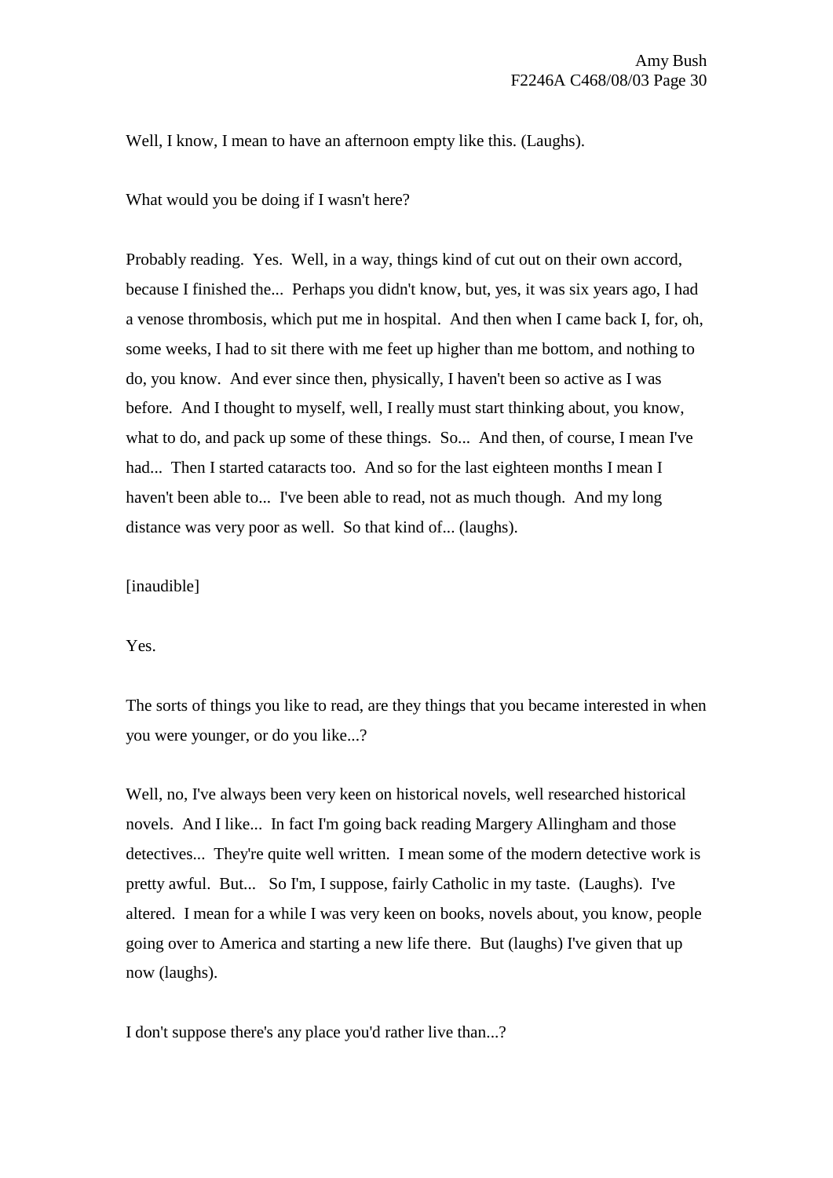Well, I know, I mean to have an afternoon empty like this. (Laughs).

What would you be doing if I wasn't here?

Probably reading. Yes. Well, in a way, things kind of cut out on their own accord, because I finished the... Perhaps you didn't know, but, yes, it was six years ago, I had a venose thrombosis, which put me in hospital. And then when I came back I, for, oh, some weeks, I had to sit there with me feet up higher than me bottom, and nothing to do, you know. And ever since then, physically, I haven't been so active as I was before. And I thought to myself, well, I really must start thinking about, you know, what to do, and pack up some of these things. So... And then, of course, I mean I've had... Then I started cataracts too. And so for the last eighteen months I mean I haven't been able to... I've been able to read, not as much though. And my long distance was very poor as well. So that kind of... (laughs).

[inaudible]

Yes.

The sorts of things you like to read, are they things that you became interested in when you were younger, or do you like...?

Well, no, I've always been very keen on historical novels, well researched historical novels. And I like... In fact I'm going back reading Margery Allingham and those detectives... They're quite well written. I mean some of the modern detective work is pretty awful. But... So I'm, I suppose, fairly Catholic in my taste. (Laughs). I've altered. I mean for a while I was very keen on books, novels about, you know, people going over to America and starting a new life there. But (laughs) I've given that up now (laughs).

I don't suppose there's any place you'd rather live than...?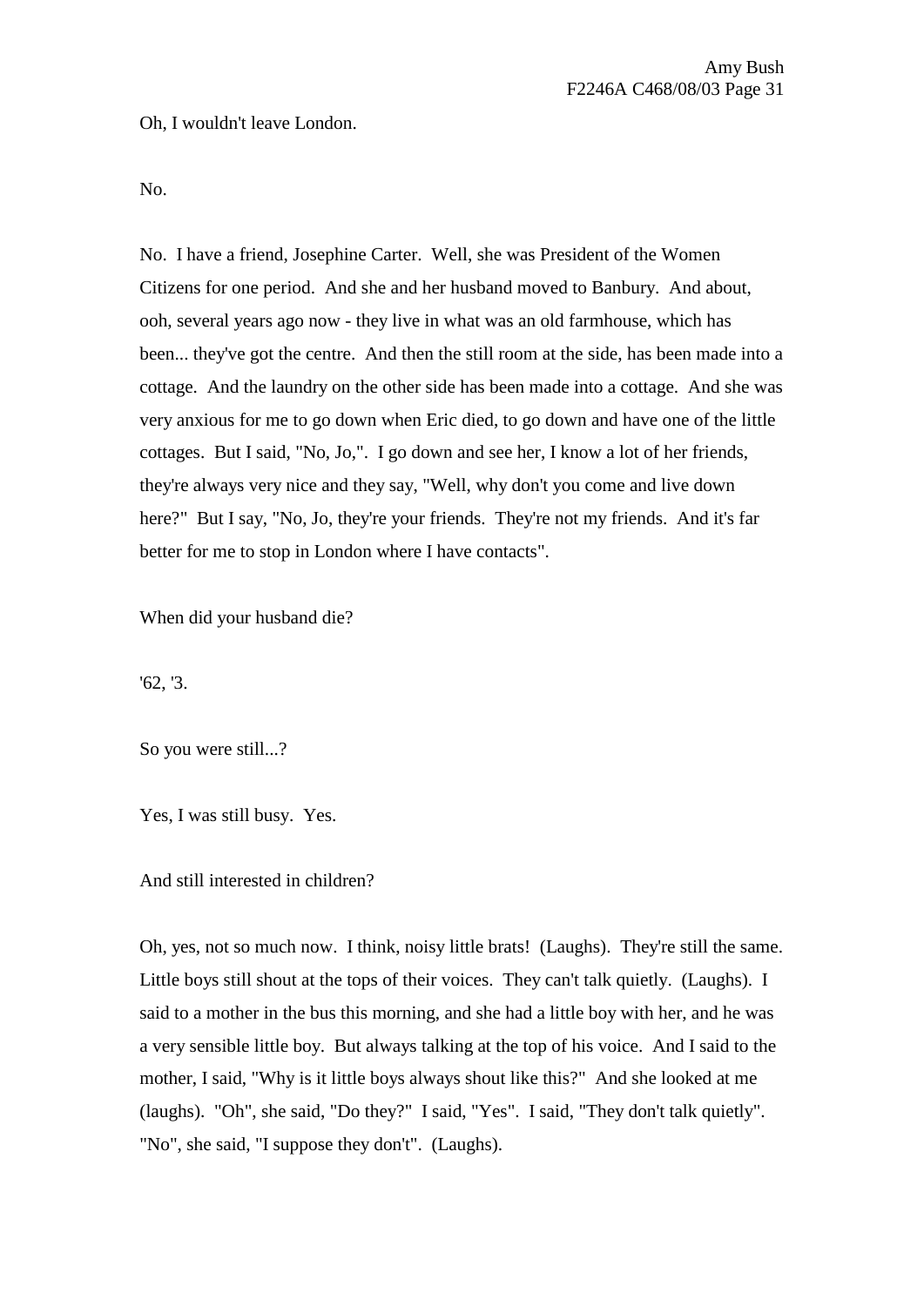Oh, I wouldn't leave London.

No.

No. I have a friend, Josephine Carter. Well, she was President of the Women Citizens for one period. And she and her husband moved to Banbury. And about, ooh, several years ago now - they live in what was an old farmhouse, which has been... they've got the centre. And then the still room at the side, has been made into a cottage. And the laundry on the other side has been made into a cottage. And she was very anxious for me to go down when Eric died, to go down and have one of the little cottages. But I said, "No, Jo,". I go down and see her, I know a lot of her friends, they're always very nice and they say, "Well, why don't you come and live down here?" But I say, "No, Jo, they're your friends. They're not my friends. And it's far better for me to stop in London where I have contacts".

When did your husband die?

'62, '3.

So you were still...?

Yes, I was still busy. Yes.

And still interested in children?

Oh, yes, not so much now. I think, noisy little brats! (Laughs). They're still the same. Little boys still shout at the tops of their voices. They can't talk quietly. (Laughs). I said to a mother in the bus this morning, and she had a little boy with her, and he was a very sensible little boy. But always talking at the top of his voice. And I said to the mother, I said, "Why is it little boys always shout like this?" And she looked at me (laughs). "Oh", she said, "Do they?" I said, "Yes". I said, "They don't talk quietly". "No", she said, "I suppose they don't". (Laughs).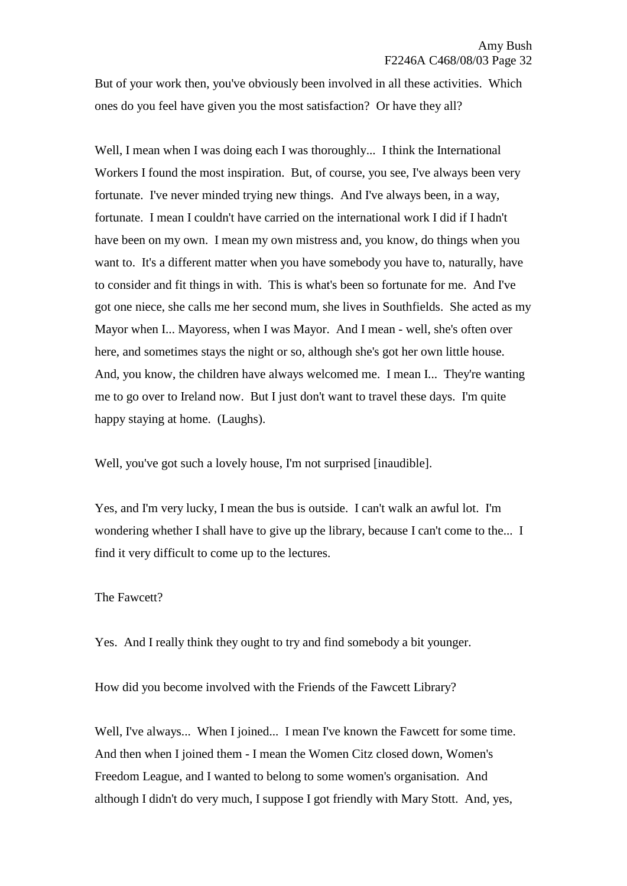But of your work then, you've obviously been involved in all these activities. Which ones do you feel have given you the most satisfaction? Or have they all?

Well, I mean when I was doing each I was thoroughly... I think the International Workers I found the most inspiration. But, of course, you see, I've always been very fortunate. I've never minded trying new things. And I've always been, in a way, fortunate. I mean I couldn't have carried on the international work I did if I hadn't have been on my own. I mean my own mistress and, you know, do things when you want to. It's a different matter when you have somebody you have to, naturally, have to consider and fit things in with. This is what's been so fortunate for me. And I've got one niece, she calls me her second mum, she lives in Southfields. She acted as my Mayor when I... Mayoress, when I was Mayor. And I mean - well, she's often over here, and sometimes stays the night or so, although she's got her own little house. And, you know, the children have always welcomed me. I mean I... They're wanting me to go over to Ireland now. But I just don't want to travel these days. I'm quite happy staying at home. (Laughs).

Well, you've got such a lovely house, I'm not surprised [inaudible].

Yes, and I'm very lucky, I mean the bus is outside. I can't walk an awful lot. I'm wondering whether I shall have to give up the library, because I can't come to the... I find it very difficult to come up to the lectures.

The Fawcett?

Yes. And I really think they ought to try and find somebody a bit younger.

How did you become involved with the Friends of the Fawcett Library?

Well, I've always... When I joined... I mean I've known the Fawcett for some time. And then when I joined them - I mean the Women Citz closed down, Women's Freedom League, and I wanted to belong to some women's organisation. And although I didn't do very much, I suppose I got friendly with Mary Stott. And, yes,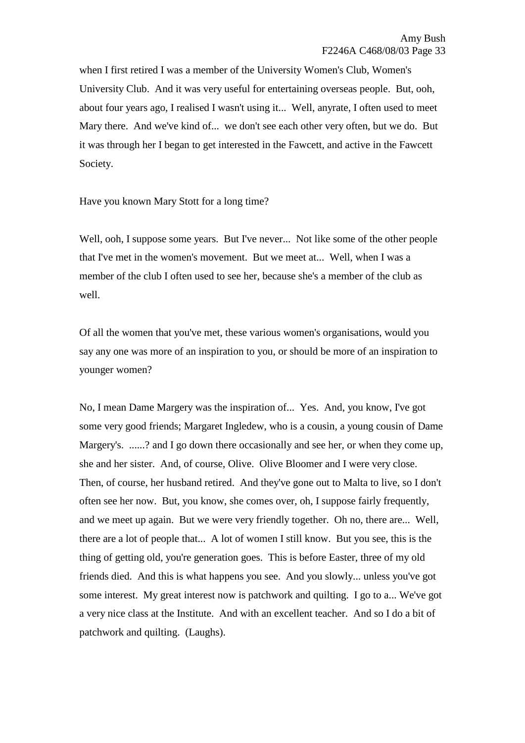when I first retired I was a member of the University Women's Club, Women's University Club. And it was very useful for entertaining overseas people. But, ooh, about four years ago, I realised I wasn't using it... Well, anyrate, I often used to meet Mary there. And we've kind of... we don't see each other very often, but we do. But it was through her I began to get interested in the Fawcett, and active in the Fawcett Society.

Have you known Mary Stott for a long time?

Well, ooh, I suppose some years. But I've never... Not like some of the other people that I've met in the women's movement. But we meet at... Well, when I was a member of the club I often used to see her, because she's a member of the club as well.

Of all the women that you've met, these various women's organisations, would you say any one was more of an inspiration to you, or should be more of an inspiration to younger women?

No, I mean Dame Margery was the inspiration of... Yes. And, you know, I've got some very good friends; Margaret Ingledew, who is a cousin, a young cousin of Dame Margery's. ......? and I go down there occasionally and see her, or when they come up, she and her sister. And, of course, Olive. Olive Bloomer and I were very close. Then, of course, her husband retired. And they've gone out to Malta to live, so I don't often see her now. But, you know, she comes over, oh, I suppose fairly frequently, and we meet up again. But we were very friendly together. Oh no, there are... Well, there are a lot of people that... A lot of women I still know. But you see, this is the thing of getting old, you're generation goes. This is before Easter, three of my old friends died. And this is what happens you see. And you slowly... unless you've got some interest. My great interest now is patchwork and quilting. I go to a... We've got a very nice class at the Institute. And with an excellent teacher. And so I do a bit of patchwork and quilting. (Laughs).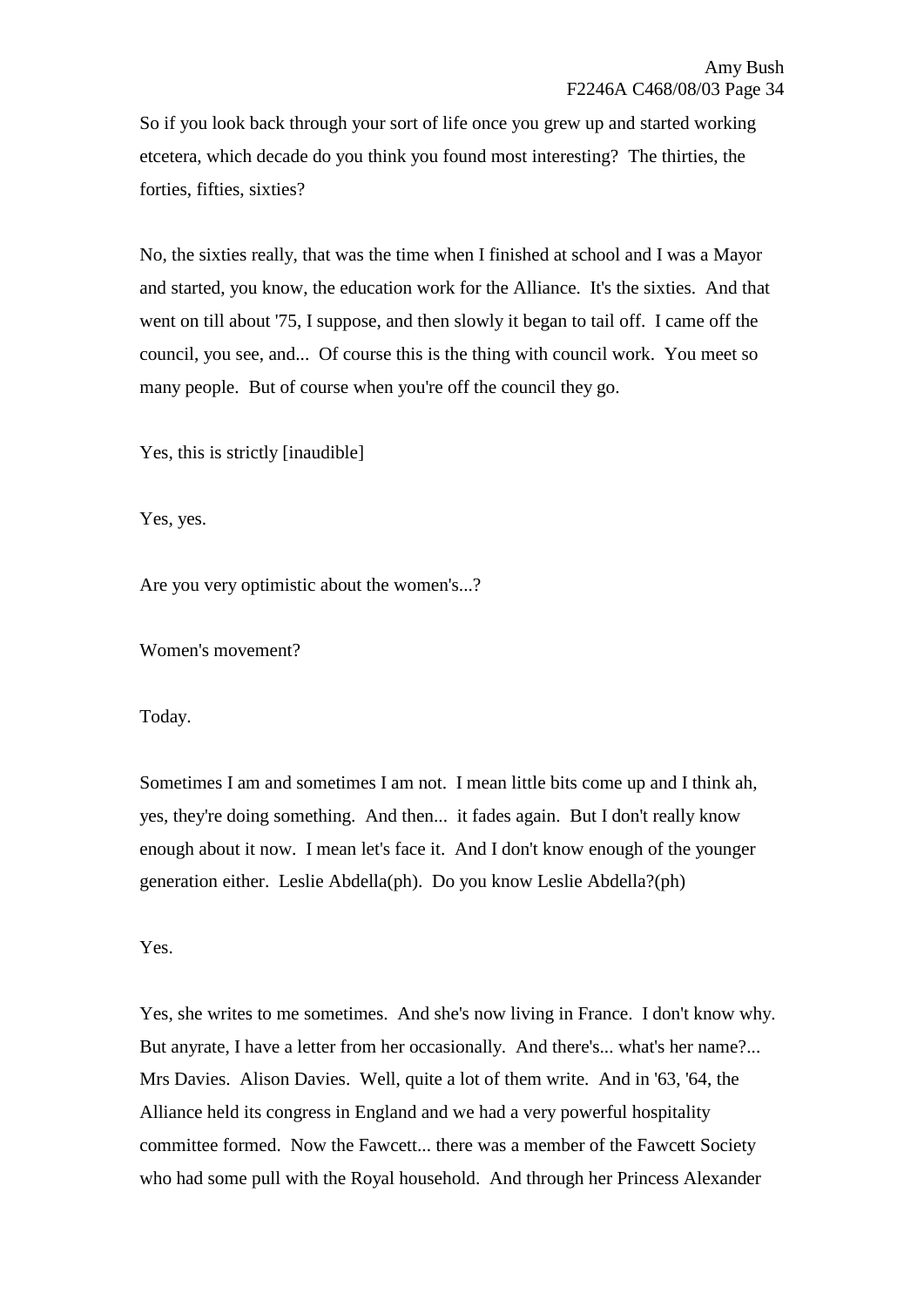So if you look back through your sort of life once you grew up and started working etcetera, which decade do you think you found most interesting? The thirties, the forties, fifties, sixties?

No, the sixties really, that was the time when I finished at school and I was a Mayor and started, you know, the education work for the Alliance. It's the sixties. And that went on till about '75, I suppose, and then slowly it began to tail off. I came off the council, you see, and... Of course this is the thing with council work. You meet so many people. But of course when you're off the council they go.

Yes, this is strictly [inaudible]

Yes, yes.

Are you very optimistic about the women's...?

Women's movement?

Today.

Sometimes I am and sometimes I am not. I mean little bits come up and I think ah, yes, they're doing something. And then... it fades again. But I don't really know enough about it now. I mean let's face it. And I don't know enough of the younger generation either. Leslie Abdella(ph). Do you know Leslie Abdella?(ph)

Yes.

Yes, she writes to me sometimes. And she's now living in France. I don't know why. But anyrate, I have a letter from her occasionally. And there's... what's her name?... Mrs Davies. Alison Davies. Well, quite a lot of them write. And in '63, '64, the Alliance held its congress in England and we had a very powerful hospitality committee formed. Now the Fawcett... there was a member of the Fawcett Society who had some pull with the Royal household. And through her Princess Alexander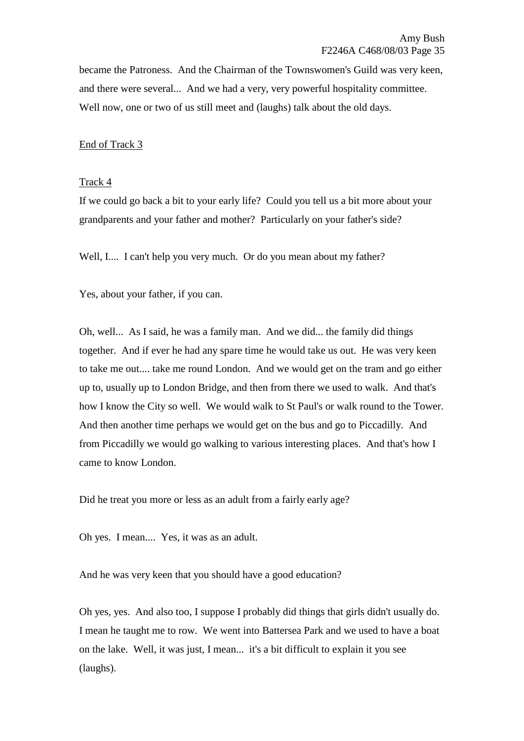became the Patroness. And the Chairman of the Townswomen's Guild was very keen, and there were several... And we had a very, very powerful hospitality committee. Well now, one or two of us still meet and (laughs) talk about the old days.

<u>End of Track 3</u>

<u>Track 4</u>

If we could go back a bit to your early life? Could you tell us a bit more about your grandparents and your father and mother? Particularly on your father's side?

Well, I.... I can't help you very much. Or do you mean about my father?

Yes, about your father, if you can.

Oh, well... As I said, he was a family man. And we did... the family did things together. And if ever he had any spare time he would take us out. He was very keen to take me out.... take me round London. And we would get on the tram and go either up to, usually up to London Bridge, and then from there we used to walk. And that's how I know the City so well. We would walk to St Paul's or walk round to the Tower. And then another time perhaps we would get on the bus and go to Piccadilly. And from Piccadilly we would go walking to various interesting places. And that's how I came to know London.

Did he treat you more or less as an adult from a fairly early age?

Oh yes. I mean.... Yes, it was as an adult.

And he was very keen that you should have a good education?

Oh yes, yes. And also too, I suppose I probably did things that girls didn't usually do. I mean he taught me to row. We went into Battersea Park and we used to have a boat on the lake. Well, it was just, I mean... it's a bit difficult to explain it you see (laughs).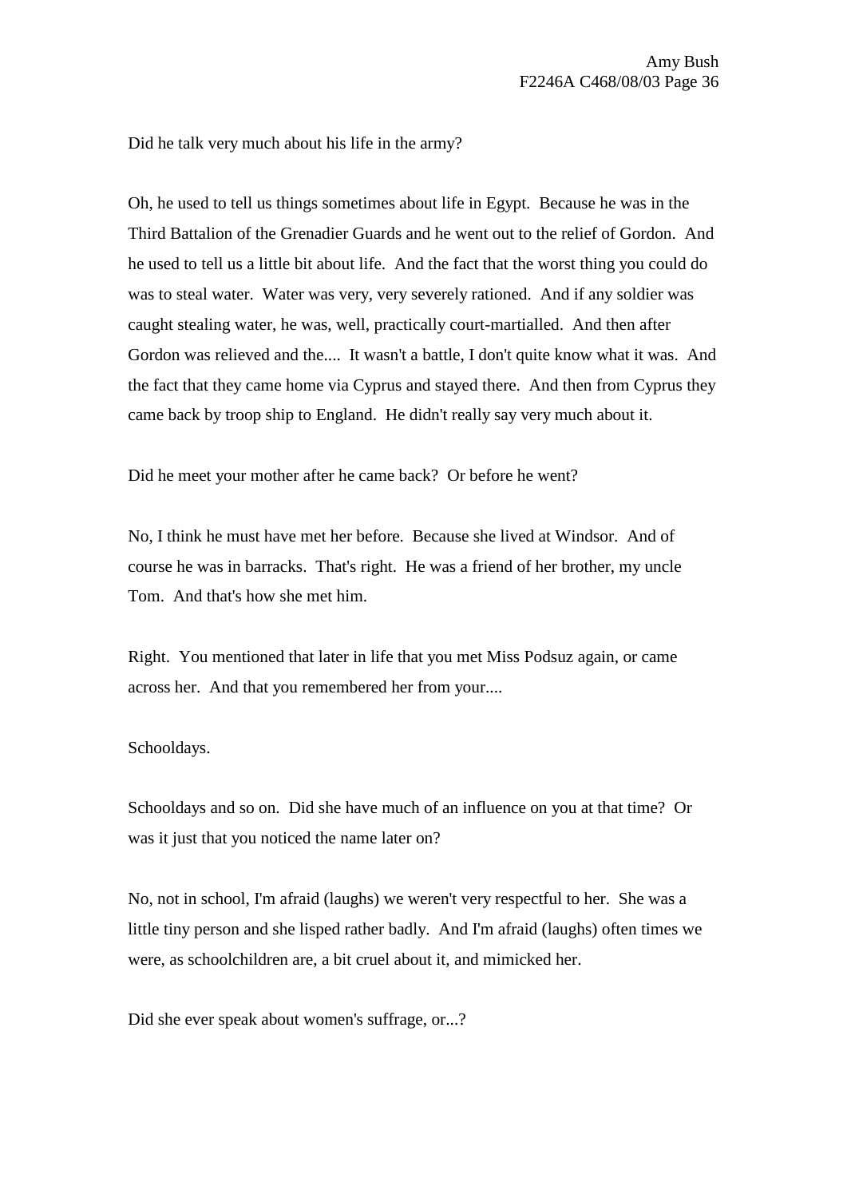Did he talk very much about his life in the army?

Oh, he used to tell us things sometimes about life in Egypt. Because he was in the Third Battalion of the Grenadier Guards and he went out to the relief of Gordon. And he used to tell us a little bit about life. And the fact that the worst thing you could do was to steal water. Water was very, very severely rationed. And if any soldier was caught stealing water, he was, well, practically court-martialled. And then after Gordon was relieved and the.... It wasn't a battle, I don't quite know what it was. And the fact that they came home via Cyprus and stayed there. And then from Cyprus they came back by troop ship to England. He didn't really say very much about it.

Did he meet your mother after he came back? Or before he went?

No, I think he must have met her before. Because she lived at Windsor. And of course he was in barracks. That's right. He was a friend of her brother, my uncle Tom. And that's how she met him.

Right. You mentioned that later in life that you met Miss Podsuz again, or came across her. And that you remembered her from your....

Schooldays.

Schooldays and so on. Did she have much of an influence on you at that time? Or was it just that you noticed the name later on?

No, not in school, I'm afraid (laughs) we weren't very respectful to her. She was a little tiny person and she lisped rather badly. And I'm afraid (laughs) often times we were, as schoolchildren are, a bit cruel about it, and mimicked her.

Did she ever speak about women's suffrage, or...?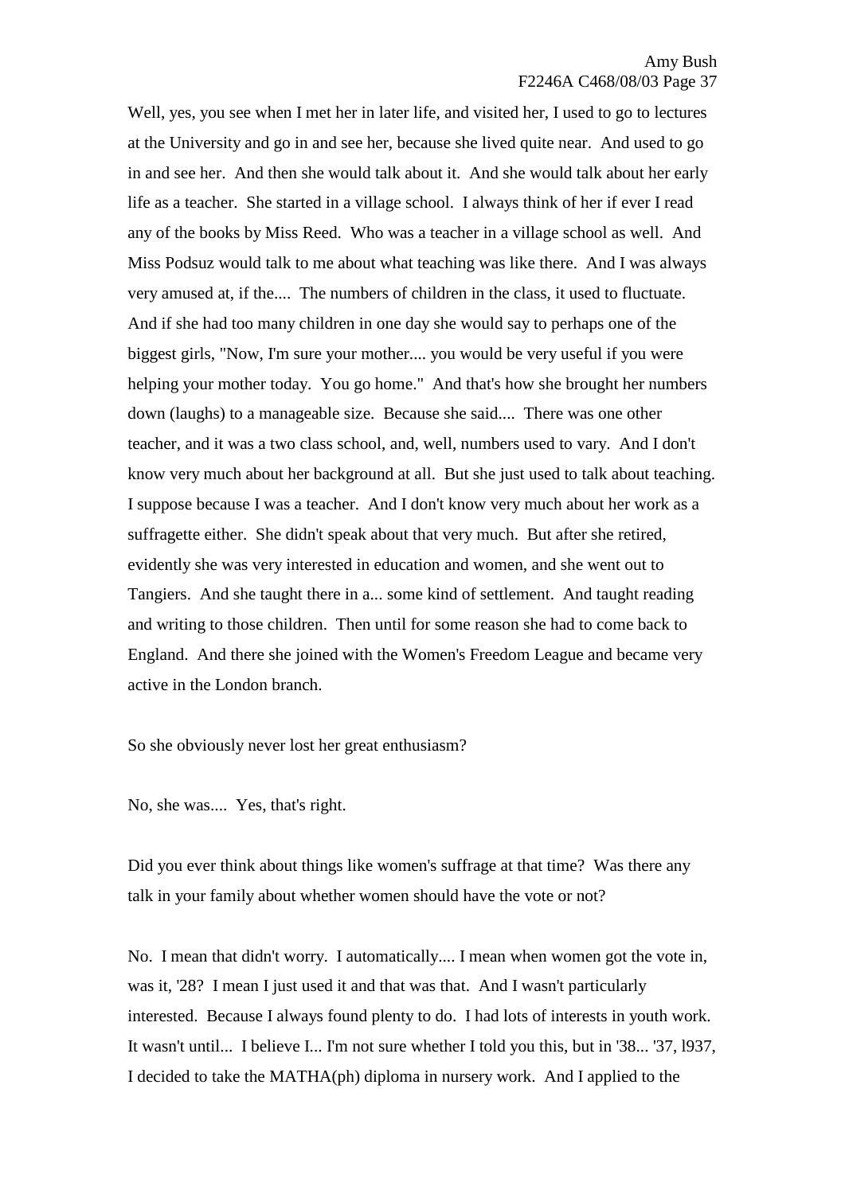Well, yes, you see when I met her in later life, and visited her, I used to go to lectures at the University and go in and see her, because she lived quite near. And used to go in and see her. And then she would talk about it. And she would talk about her early life as a teacher. She started in a village school. I always think of her if ever I read any of the books by Miss Reed. Who was a teacher in a village school as well. And Miss Podsuz would talk to me about what teaching was like there. And I was always very amused at, if the.... The numbers of children in the class, it used to fluctuate. And if she had too many children in one day she would say to perhaps one of the biggest girls, "Now, I'm sure your mother.... you would be very useful if you were helping your mother today. You go home." And that's how she brought her numbers down (laughs) to a manageable size. Because she said.... There was one other teacher, and it was a two class school, and, well, numbers used to vary. And I don't know very much about her background at all. But she just used to talk about teaching. I suppose because I was a teacher. And I don't know very much about her work as a suffragette either. She didn't speak about that very much. But after she retired, evidently she was very interested in education and women, and she went out to Tangiers. And she taught there in a... some kind of settlement. And taught reading and writing to those children. Then until for some reason she had to come back to England. And there she joined with the Women's Freedom League and became very active in the London branch.

So she obviously never lost her great enthusiasm?

No, she was.... Yes, that's right.

Did you ever think about things like women's suffrage at that time? Was there any talk in your family about whether women should have the vote or not?

No. I mean that didn't worry. I automatically.... I mean when women got the vote in, was it, '28? I mean I just used it and that was that. And I wasn't particularly interested. Because I always found plenty to do. I had lots of interests in youth work. It wasn't until... I believe I... I'm not sure whether I told you this, but in '38... '37, l937, I decided to take the MATHA(ph) diploma in nursery work. And I applied to the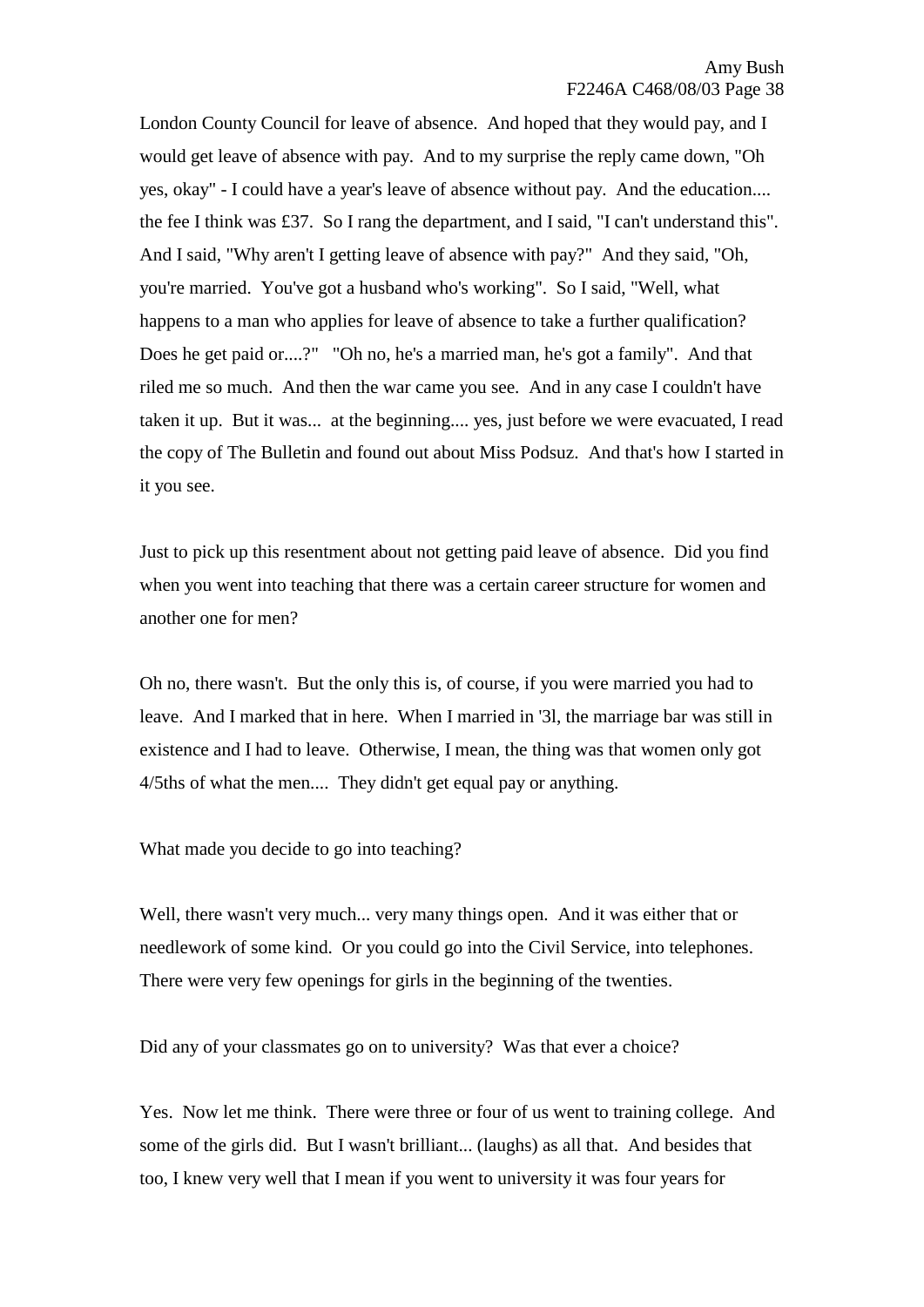London County Council for leave of absence. And hoped that they would pay, and I would get leave of absence with pay. And to my surprise the reply came down, "Oh yes, okay" - I could have a year's leave of absence without pay. And the education.... the fee I think was £37. So I rang the department, and I said, "I can't understand this". And I said, "Why aren't I getting leave of absence with pay?" And they said, "Oh, you're married. You've got a husband who's working". So I said, "Well, what happens to a man who applies for leave of absence to take a further qualification? Does he get paid or....?" "Oh no, he's a married man, he's got a family". And that riled me so much. And then the war came you see. And in any case I couldn't have taken it up. But it was... at the beginning.... yes, just before we were evacuated, I read the copy of The Bulletin and found out about Miss Podsuz. And that's how I started in it you see.

Just to pick up this resentment about not getting paid leave of absence. Did you find when you went into teaching that there was a certain career structure for women and another one for men?

Oh no, there wasn't. But the only this is, of course, if you were married you had to leave. And I marked that in here. When I married in '3l, the marriage bar was still in existence and I had to leave. Otherwise, I mean, the thing was that women only got 4/5ths of what the men.... They didn't get equal pay or anything.

What made you decide to go into teaching?

Well, there wasn't very much... very many things open. And it was either that or needlework of some kind. Or you could go into the Civil Service, into telephones. There were very few openings for girls in the beginning of the twenties.

Did any of your classmates go on to university? Was that ever a choice?

Yes. Now let me think. There were three or four of us went to training college. And some of the girls did. But I wasn't brilliant... (laughs) as all that. And besides that too, I knew very well that I mean if you went to university it was four years for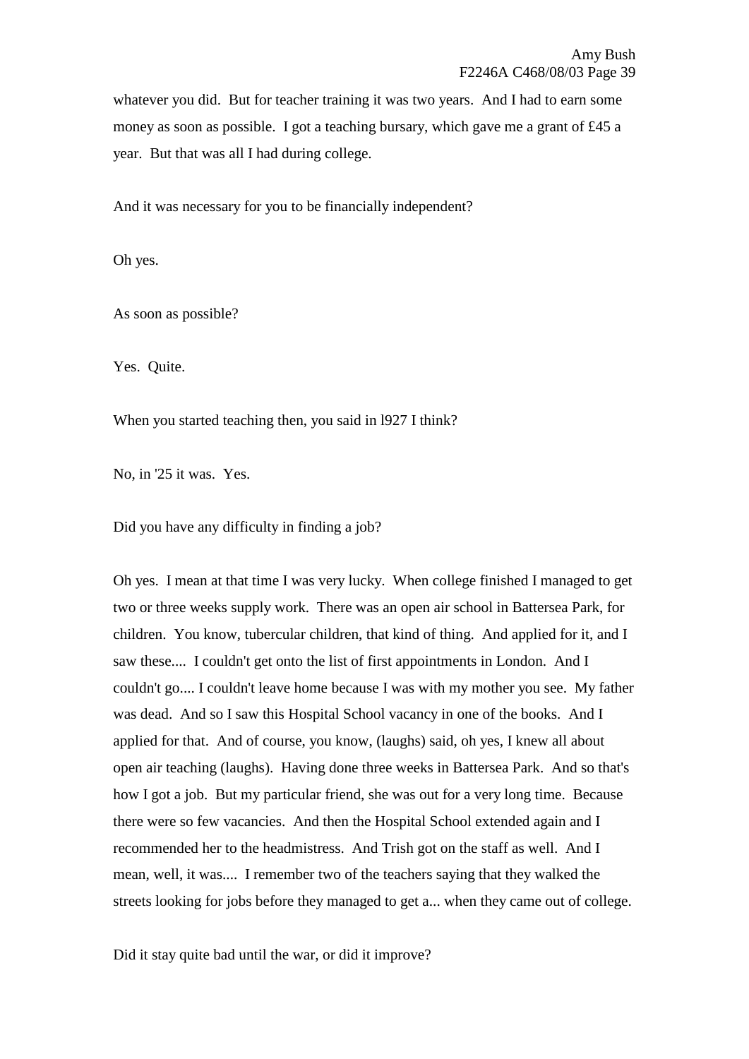whatever you did. But for teacher training it was two years. And I had to earn some money as soon as possible. I got a teaching bursary, which gave me a grant of £45 a year. But that was all I had during college.

And it was necessary for you to be financially independent?

Oh yes.

As soon as possible?

Yes. Quite.

When you started teaching then, you said in l927 I think?

No, in '25 it was. Yes.

Did you have any difficulty in finding a job?

Oh yes. I mean at that time I was very lucky. When college finished I managed to get two or three weeks supply work. There was an open air school in Battersea Park, for children. You know, tubercular children, that kind of thing. And applied for it, and I saw these.... I couldn't get onto the list of first appointments in London. And I couldn't go.... I couldn't leave home because I was with my mother you see. My father was dead. And so I saw this Hospital School vacancy in one of the books. And I applied for that. And of course, you know, (laughs) said, oh yes, I knew all about open air teaching (laughs). Having done three weeks in Battersea Park. And so that's how I got a job. But my particular friend, she was out for a very long time. Because there were so few vacancies. And then the Hospital School extended again and I recommended her to the headmistress. And Trish got on the staff as well. And I mean, well, it was.... I remember two of the teachers saying that they walked the streets looking for jobs before they managed to get a... when they came out of college.

Did it stay quite bad until the war, or did it improve?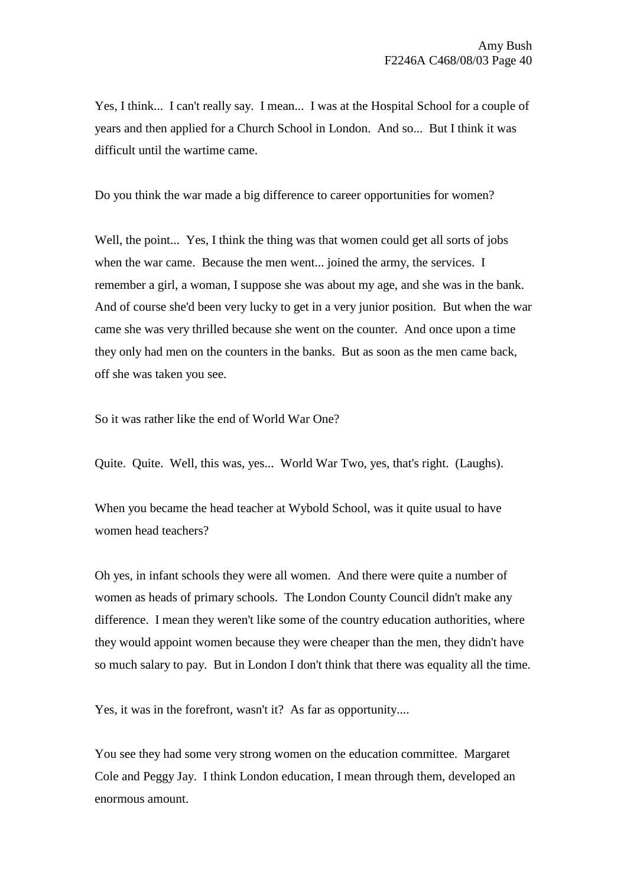Yes, I think... I can't really say. I mean... I was at the Hospital School for a couple of years and then applied for a Church School in London. And so... But I think it was difficult until the wartime came.

Do you think the war made a big difference to career opportunities for women?

Well, the point... Yes, I think the thing was that women could get all sorts of jobs when the war came. Because the men went... joined the army, the services. I remember a girl, a woman, I suppose she was about my age, and she was in the bank. And of course she'd been very lucky to get in a very junior position. But when the war came she was very thrilled because she went on the counter. And once upon a time they only had men on the counters in the banks. But as soon as the men came back, off she was taken you see.

So it was rather like the end of World War One?

Quite. Quite. Well, this was, yes... World War Two, yes, that's right. (Laughs).

When you became the head teacher at Wybold School, was it quite usual to have women head teachers?

Oh yes, in infant schools they were all women. And there were quite a number of women as heads of primary schools. The London County Council didn't make any difference. I mean they weren't like some of the country education authorities, where they would appoint women because they were cheaper than the men, they didn't have so much salary to pay. But in London I don't think that there was equality all the time.

Yes, it was in the forefront, wasn't it? As far as opportunity....

You see they had some very strong women on the education committee. Margaret Cole and Peggy Jay. I think London education, I mean through them, developed an enormous amount.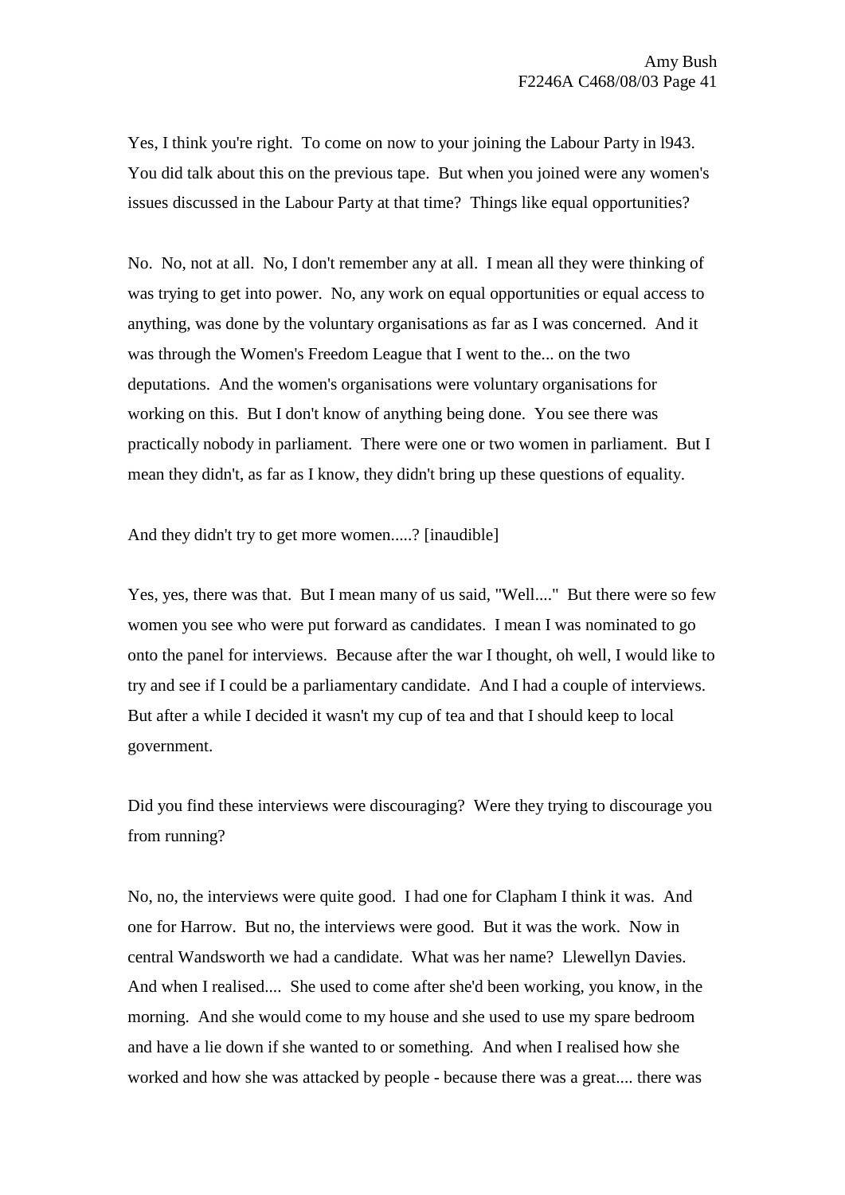Yes, I think you're right. To come on now to your joining the Labour Party in l943. You did talk about this on the previous tape. But when you joined were any women's issues discussed in the Labour Party at that time? Things like equal opportunities?

No. No, not at all. No, I don't remember any at all. I mean all they were thinking of was trying to get into power. No, any work on equal opportunities or equal access to anything, was done by the voluntary organisations as far as I was concerned. And it was through the Women's Freedom League that I went to the... on the two deputations. And the women's organisations were voluntary organisations for working on this. But I don't know of anything being done. You see there was practically nobody in parliament. There were one or two women in parliament. But I mean they didn't, as far as I know, they didn't bring up these questions of equality.

And they didn't try to get more women.....? [inaudible]

Yes, yes, there was that. But I mean many of us said, "Well...." But there were so few women you see who were put forward as candidates. I mean I was nominated to go onto the panel for interviews. Because after the war I thought, oh well, I would like to try and see if I could be a parliamentary candidate. And I had a couple of interviews. But after a while I decided it wasn't my cup of tea and that I should keep to local government.

Did you find these interviews were discouraging? Were they trying to discourage you from running?

No, no, the interviews were quite good. I had one for Clapham I think it was. And one for Harrow. But no, the interviews were good. But it was the work. Now in central Wandsworth we had a candidate. What was her name? Llewellyn Davies. And when I realised.... She used to come after she'd been working, you know, in the morning. And she would come to my house and she used to use my spare bedroom and have a lie down if she wanted to or something. And when I realised how she worked and how she was attacked by people - because there was a great.... there was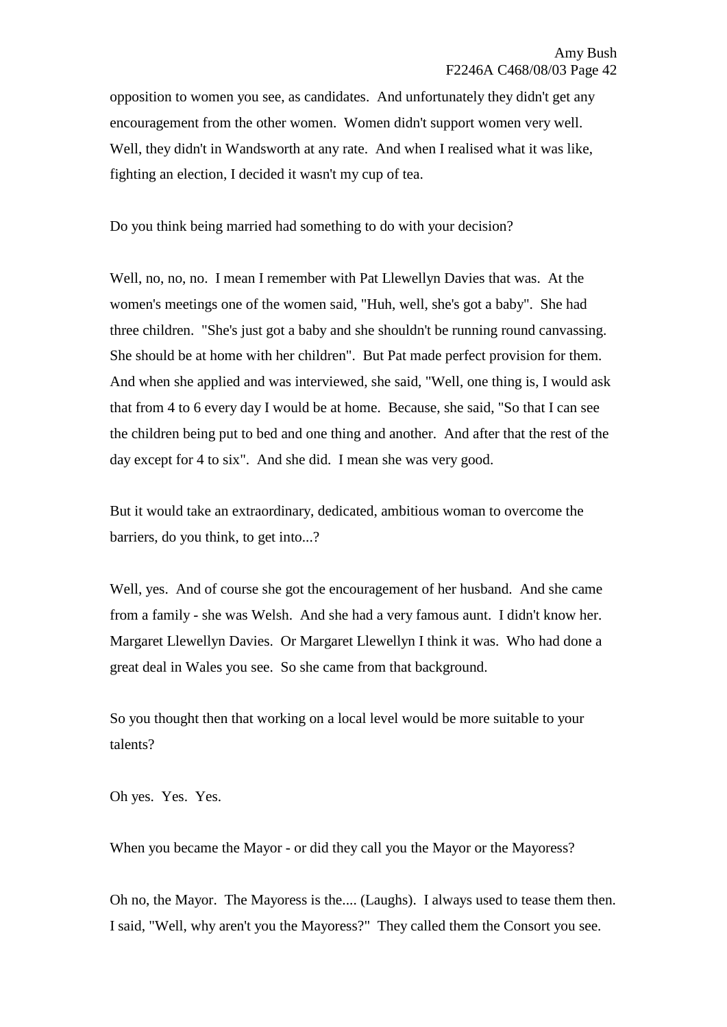opposition to women you see, as candidates. And unfortunately they didn't get any encouragement from the other women. Women didn't support women very well. Well, they didn't in Wandsworth at any rate. And when I realised what it was like, fighting an election, I decided it wasn't my cup of tea.

Do you think being married had something to do with your decision?

Well, no, no, no. I mean I remember with Pat Llewellyn Davies that was. At the women's meetings one of the women said, "Huh, well, she's got a baby". She had three children. "She's just got a baby and she shouldn't be running round canvassing. She should be at home with her children". But Pat made perfect provision for them. And when she applied and was interviewed, she said, "Well, one thing is, I would ask that from 4 to 6 every day I would be at home. Because, she said, "So that I can see the children being put to bed and one thing and another. And after that the rest of the day except for 4 to six". And she did. I mean she was very good.

But it would take an extraordinary, dedicated, ambitious woman to overcome the barriers, do you think, to get into...?

Well, yes. And of course she got the encouragement of her husband. And she came from a family - she was Welsh. And she had a very famous aunt. I didn't know her. Margaret Llewellyn Davies. Or Margaret Llewellyn I think it was. Who had done a great deal in Wales you see. So she came from that background.

So you thought then that working on a local level would be more suitable to your talents?

Oh yes. Yes. Yes.

When you became the Mayor - or did they call you the Mayor or the Mayoress?

Oh no, the Mayor. The Mayoress is the.... (Laughs). I always used to tease them then. I said, "Well, why aren't you the Mayoress?" They called them the Consort you see.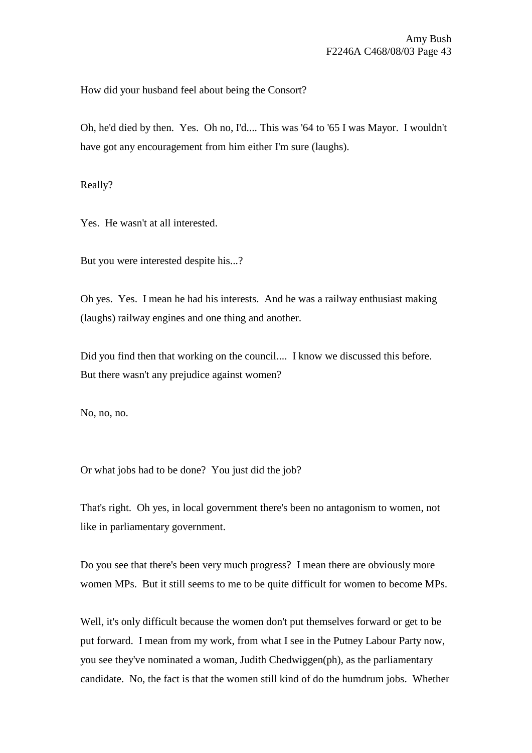How did your husband feel about being the Consort?

Oh, he'd died by then. Yes. Oh no, I'd.... This was '64 to '65 I was Mayor. I wouldn't have got any encouragement from him either I'm sure (laughs).

Really?

Yes. He wasn't at all interested.

But you were interested despite his...?

Oh yes. Yes. I mean he had his interests. And he was a railway enthusiast making (laughs) railway engines and one thing and another.

Did you find then that working on the council.... I know we discussed this before. But there wasn't any prejudice against women?

No, no, no.

Or what jobs had to be done? You just did the job?

That's right. Oh yes, in local government there's been no antagonism to women, not like in parliamentary government.

Do you see that there's been very much progress? I mean there are obviously more women MPs. But it still seems to me to be quite difficult for women to become MPs.

Well, it's only difficult because the women don't put themselves forward or get to be put forward. I mean from my work, from what I see in the Putney Labour Party now, you see they've nominated a woman, Judith Chedwiggen(ph), as the parliamentary candidate. No, the fact is that the women still kind of do the humdrum jobs. Whether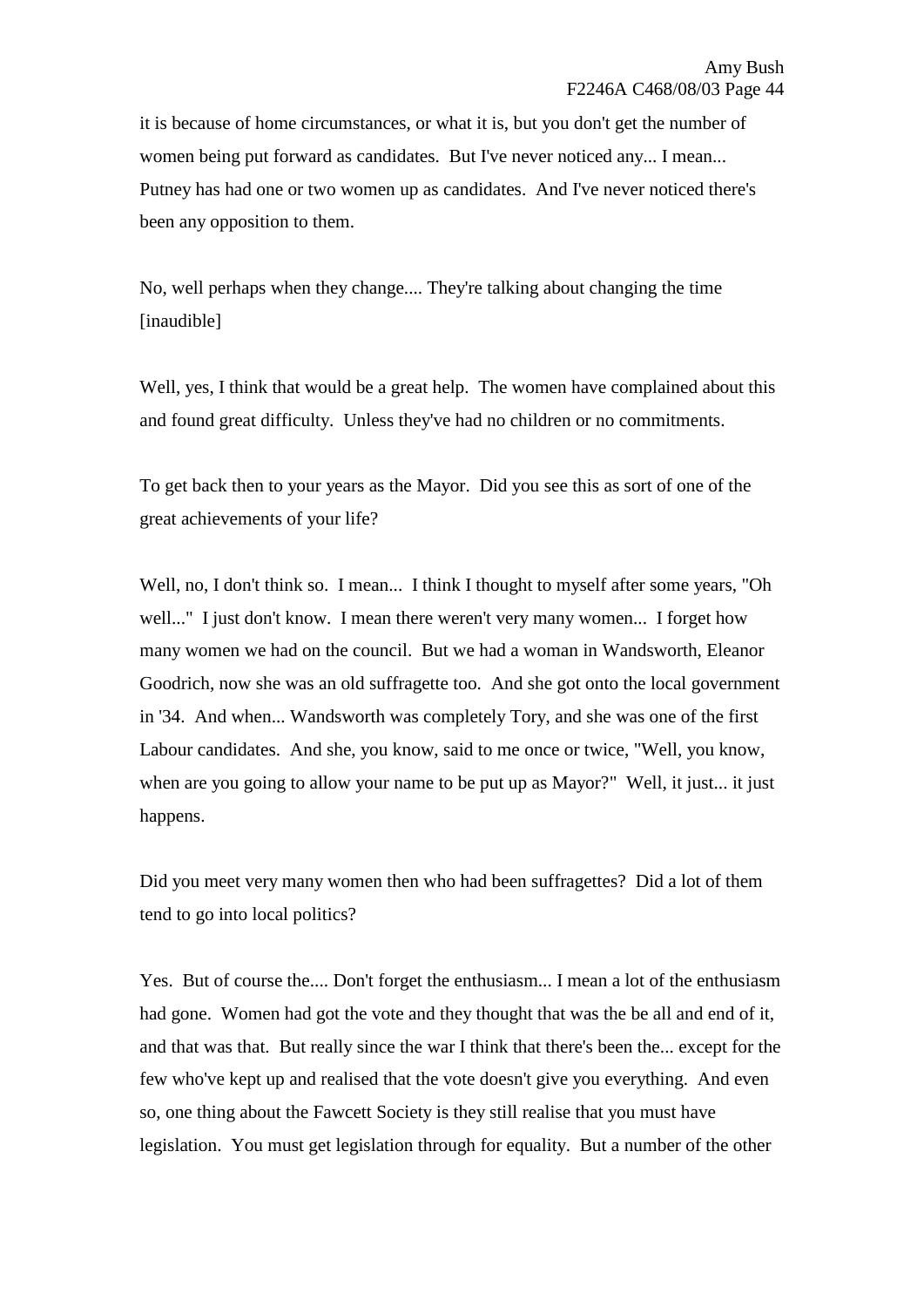it is because of home circumstances, or what it is, but you don't get the number of women being put forward as candidates. But I've never noticed any... I mean... Putney has had one or two women up as candidates. And I've never noticed there's been any opposition to them.

No, well perhaps when they change.... They're talking about changing the time [inaudible]

Well, yes, I think that would be a great help. The women have complained about this and found great difficulty. Unless they've had no children or no commitments.

To get back then to your years as the Mayor. Did you see this as sort of one of the great achievements of your life?

Well, no, I don't think so. I mean... I think I thought to myself after some years, "Oh well..." I just don't know. I mean there weren't very many women... I forget how many women we had on the council. But we had a woman in Wandsworth, Eleanor Goodrich, now she was an old suffragette too. And she got onto the local government in '34. And when... Wandsworth was completely Tory, and she was one of the first Labour candidates. And she, you know, said to me once or twice, "Well, you know, when are you going to allow your name to be put up as Mayor?" Well, it just... it just happens.

Did you meet very many women then who had been suffragettes? Did a lot of them tend to go into local politics?

Yes. But of course the.... Don't forget the enthusiasm... I mean a lot of the enthusiasm had gone. Women had got the vote and they thought that was the be all and end of it, and that was that. But really since the war I think that there's been the... except for the few who've kept up and realised that the vote doesn't give you everything. And even so, one thing about the Fawcett Society is they still realise that you must have legislation. You must get legislation through for equality. But a number of the other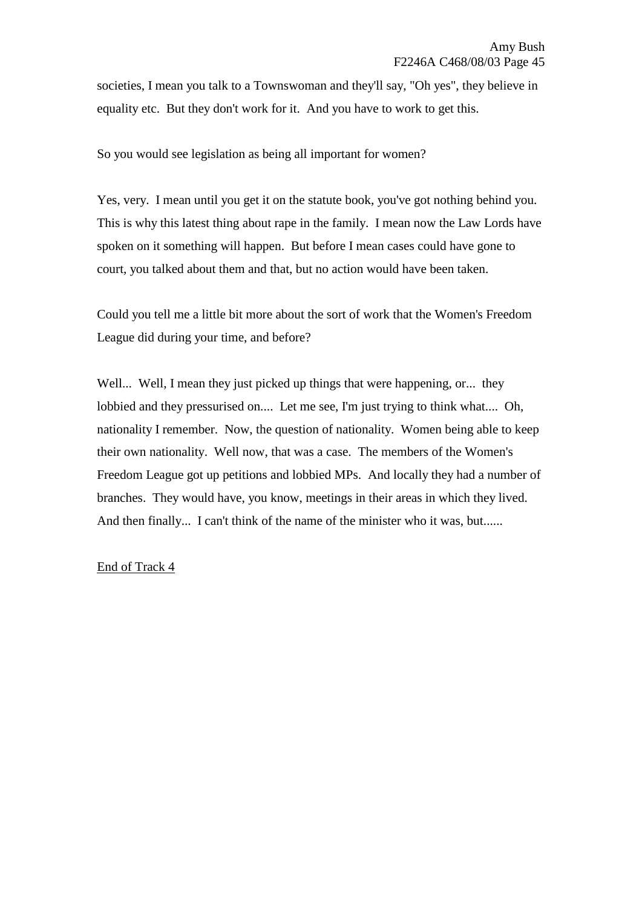societies, I mean you talk to a Townswoman and they'll say, "Oh yes", they believe in equality etc. But they don't work for it. And you have to work to get this.

So you would see legislation as being all important for women?

Yes, very. I mean until you get it on the statute book, you've got nothing behind you. This is why this latest thing about rape in the family. I mean now the Law Lords have spoken on it something will happen. But before I mean cases could have gone to court, you talked about them and that, but no action would have been taken.

Could you tell me a little bit more about the sort of work that the Women's Freedom League did during your time, and before?

Well... Well, I mean they just picked up things that were happening, or... they lobbied and they pressurised on.... Let me see, I'm just trying to think what.... Oh, nationality I remember. Now, the question of nationality. Women being able to keep their own nationality. Well now, that was a case. The members of the Women's Freedom League got up petitions and lobbied MPs. And locally they had a number of branches. They would have, you know, meetings in their areas in which they lived. And then finally... I can't think of the name of the minister who it was, but......

<u>End of Track 4</u>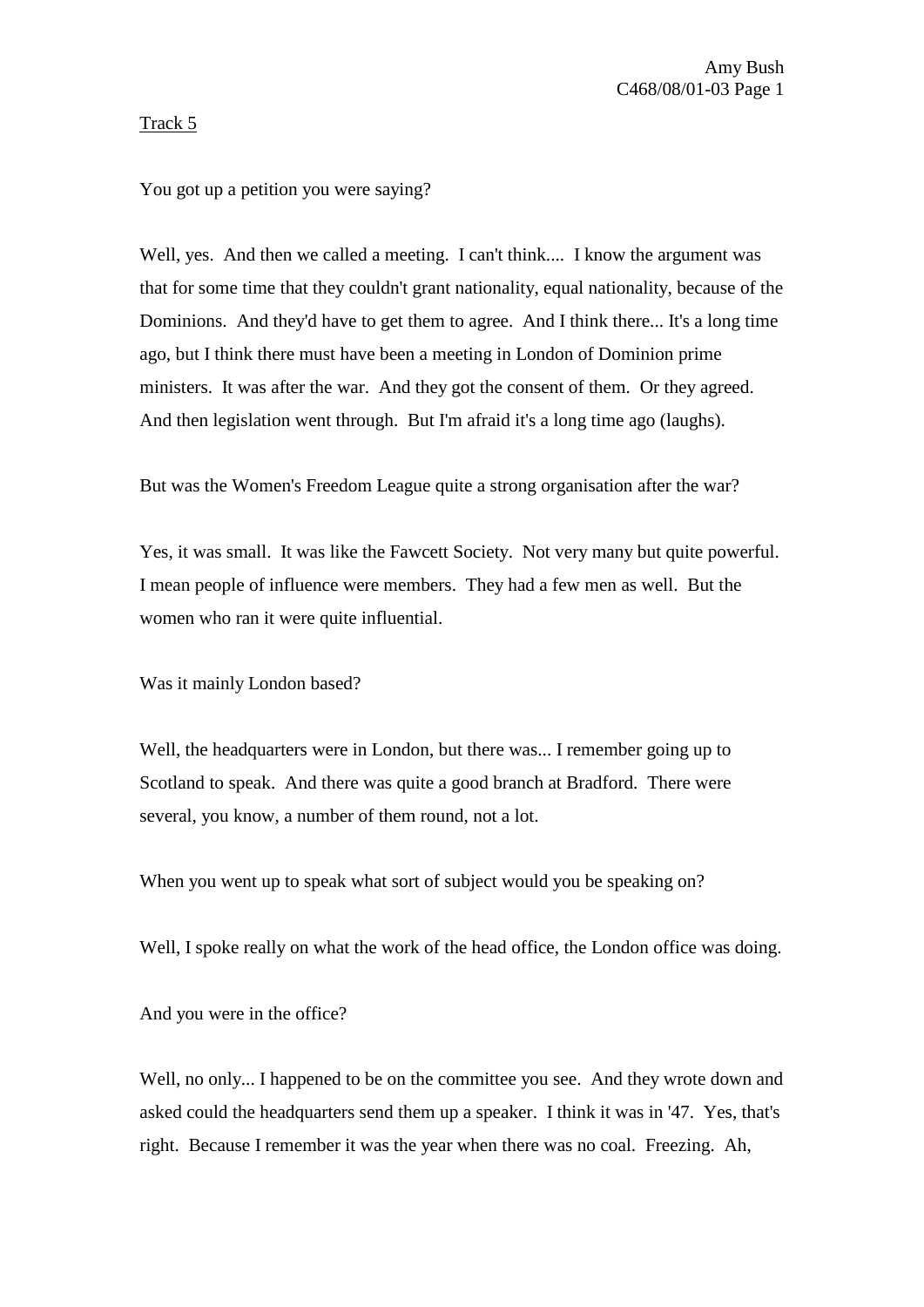Track 5

You got up a petition you were saying?

Well, yes. And then we called a meeting. I can't think.... I know the argument was that for some time that they couldn't grant nationality, equal nationality, because of the Dominions. And they'd have to get them to agree. And I think there... It's a long time ago, but I think there must have been a meeting in London of Dominion prime ministers. It was after the war. And they got the consent of them. Or they agreed. And then legislation went through. But I'm afraid it's a long time ago (laughs).

But was the Women's Freedom League quite a strong organisation after the war?

Yes, it was small. It was like the Fawcett Society. Not very many but quite powerful. I mean people of influence were members. They had a few men as well. But the women who ran it were quite influential.

Was it mainly London based?

Well, the headquarters were in London, but there was... I remember going up to Scotland to speak. And there was quite a good branch at Bradford. There were several, you know, a number of them round, not a lot.

When you went up to speak what sort of subject would you be speaking on?

Well, I spoke really on what the work of the head office, the London office was doing.

And you were in the office?

Well, no only... I happened to be on the committee you see. And they wrote down and asked could the headquarters send them up a speaker. I think it was in '47. Yes, that's right. Because I remember it was the year when there was no coal. Freezing. Ah,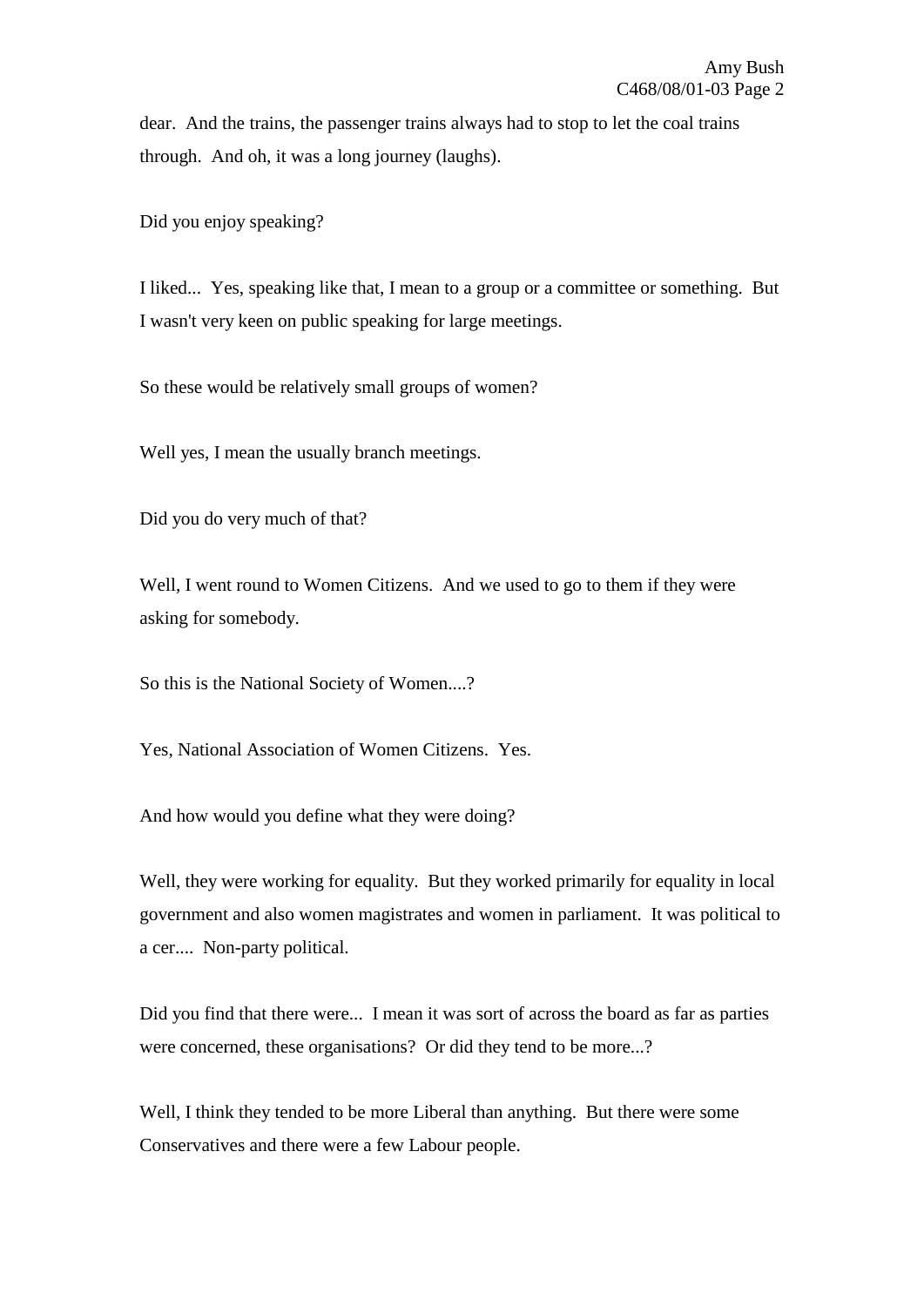dear. And the trains, the passenger trains always had to stop to let the coal trains through. And oh, it was a long journey (laughs).

Did you enjoy speaking?

I liked... Yes, speaking like that, I mean to a group or a committee or something. But I wasn't very keen on public speaking for large meetings.

So these would be relatively small groups of women?

Well yes, I mean the usually branch meetings.

Did you do very much of that?

Well, I went round to Women Citizens. And we used to go to them if they were asking for somebody.

So this is the National Society of Women....?

Yes, National Association of Women Citizens. Yes.

And how would you define what they were doing?

Well, they were working for equality. But they worked primarily for equality in local government and also women magistrates and women in parliament. It was political to a cer.... Non-party political.

Did you find that there were... I mean it was sort of across the board as far as parties were concerned, these organisations? Or did they tend to be more...?

Well, I think they tended to be more Liberal than anything. But there were some Conservatives and there were a few Labour people.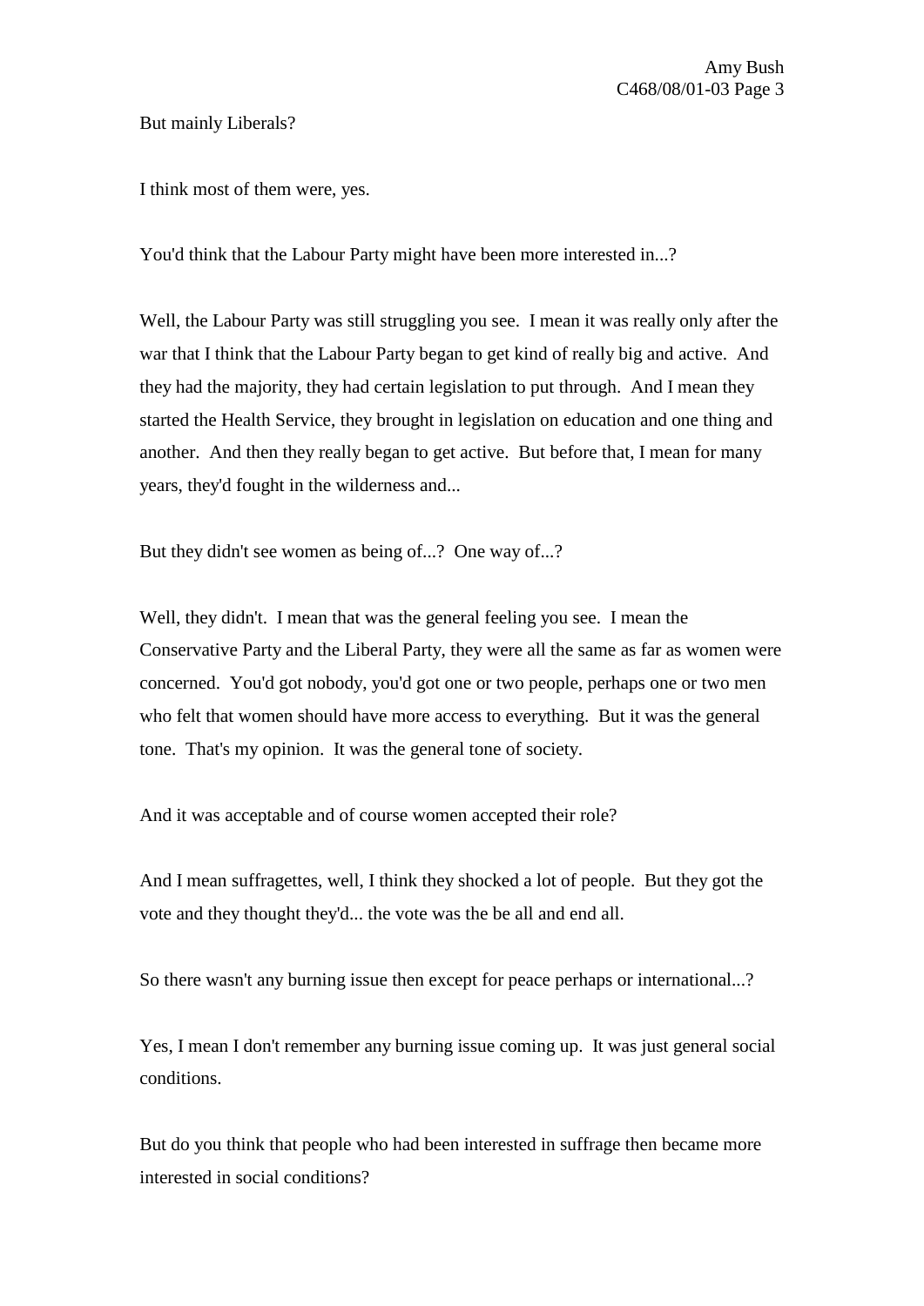But mainly Liberals?

I think most of them were, yes.

You'd think that the Labour Party might have been more interested in...?

Well, the Labour Party was still struggling you see. I mean it was really only after the war that I think that the Labour Party began to get kind of really big and active. And they had the majority, they had certain legislation to put through. And I mean they started the Health Service, they brought in legislation on education and one thing and another. And then they really began to get active. But before that, I mean for many years, they'd fought in the wilderness and...

But they didn't see women as being of...? One way of...?

Well, they didn't. I mean that was the general feeling you see. I mean the Conservative Party and the Liberal Party, they were all the same as far as women were concerned. You'd got nobody, you'd got one or two people, perhaps one or two men who felt that women should have more access to everything. But it was the general tone. That's my opinion. It was the general tone of society.

And it was acceptable and of course women accepted their role?

And I mean suffragettes, well, I think they shocked a lot of people. But they got the vote and they thought they'd... the vote was the be all and end all.

So there wasn't any burning issue then except for peace perhaps or international...?

Yes, I mean I don't remember any burning issue coming up. It was just general social conditions.

But do you think that people who had been interested in suffrage then became more interested in social conditions?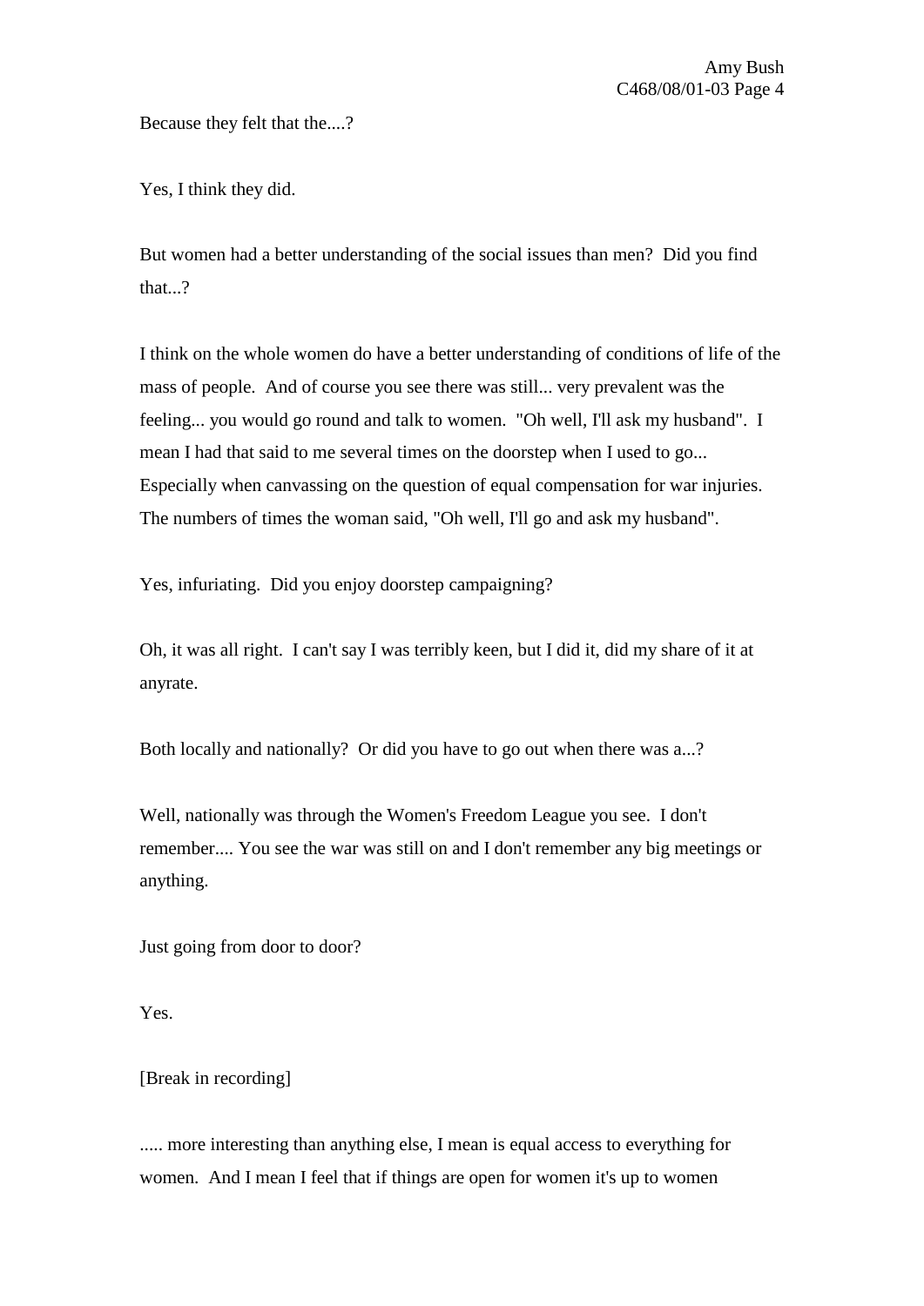Because they felt that the....?

Yes, I think they did.

But women had a better understanding of the social issues than men? Did you find that...?

I think on the whole women do have a better understanding of conditions of life of the mass of people. And of course you see there was still... very prevalent was the feeling... you would go round and talk to women. "Oh well, I'll ask my husband". I mean I had that said to me several times on the doorstep when I used to go... Especially when canvassing on the question of equal compensation for war injuries. The numbers of times the woman said, "Oh well, I'll go and ask my husband".

Yes, infuriating. Did you enjoy doorstep campaigning?

Oh, it was all right. I can't say I was terribly keen, but I did it, did my share of it at anyrate.

Both locally and nationally? Or did you have to go out when there was a...?

Well, nationally was through the Women's Freedom League you see. I don't remember.... You see the war was still on and I don't remember any big meetings or anything.

Just going from door to door?

Yes.

[Break in recording]

..... more interesting than anything else, I mean is equal access to everything for women. And I mean I feel that if things are open for women it's up to women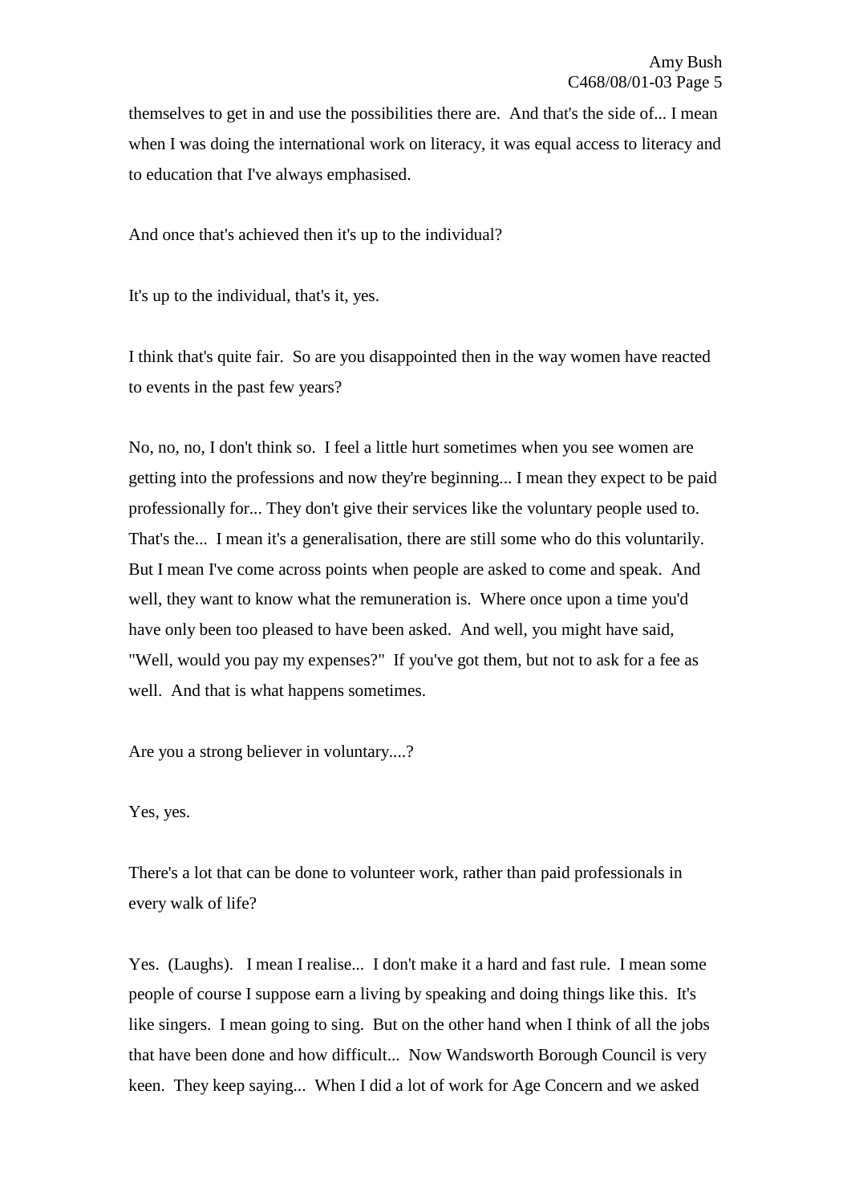themselves to get in and use the possibilities there are.  And that's the side of... I mean when I was doing the international work on literacy, it was equal access to literacy and to education that I've always emphasised.

And once that's achieved then it's up to the individual?

It's up to the individual, that's it, yes.

I think that's quite fair.  So are you disappointed then in the way women have reacted to events in the past few years?

No, no, no, I don't think so.  I feel a little hurt sometimes when you see women are getting into the professions and now they're beginning... I mean they expect to be paid professionally for... They don't give their services like the voluntary people used to. That's the...  I mean it's a generalisation, there are still some who do this voluntarily. But I mean I've come across points when people are asked to come and speak.  And well, they want to know what the remuneration is.  Where once upon a time you'd have only been too pleased to have been asked.  And well, you might have said, "Well, would you pay my expenses?"  If you've got them, but not to ask for a fee as well.  And that is what happens sometimes.

Are you a strong believer in voluntary....?

Yes, yes.

There's a lot that can be done to volunteer work, rather than paid professionals in every walk of life?

Yes.  (Laughs).   I mean I realise...  I don't make it a hard and fast rule.  I mean some people of course I suppose earn a living by speaking and doing things like this.  It's like singers.  I mean going to sing.  But on the other hand when I think of all the jobs that have been done and how difficult...  Now Wandsworth Borough Council is very keen.  They keep saying...  When I did a lot of work for Age Concern and we asked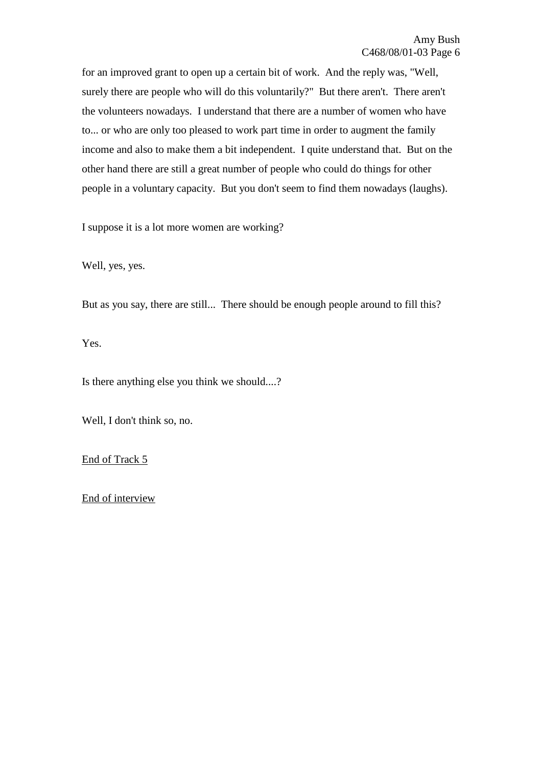for an improved grant to open up a certain bit of work. And the reply was, "Well, surely there are people who will do this voluntarily?" But there aren't. There aren't the volunteers nowadays. I understand that there are a number of women who have to... or who are only too pleased to work part time in order to augment the family income and also to make them a bit independent. I quite understand that. But on the other hand there are still a great number of people who could do things for other people in a voluntary capacity. But you don't seem to find them nowadays (laughs).

I suppose it is a lot more women are working?

Well, yes, yes.

But as you say, there are still... There should be enough people around to fill this?

Yes.

Is there anything else you think we should....?

Well, I don't think so, no.

<u>End of Track 5</u>

<u>End of interview</u>